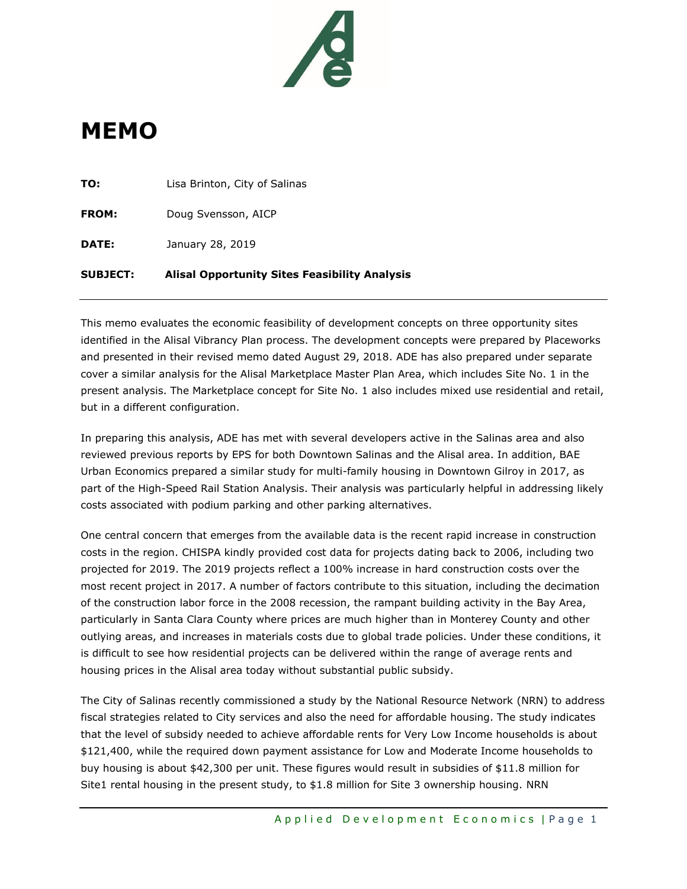# MEMO

**TO:** Lisa Brinton, City of Salinas

**FROM:** Doug Svensson, AICP

**DATE:** January 28, 2019

**SUBJECT:** **Alisal Opportunity Sites Feasibility Analysis**

---

This memo evaluates the economic feasibility of development concepts on three opportunity sites identified in the Alisal Vibrancy Plan process. The development concepts were prepared by Placeworks and presented in their revised memo dated August 29, 2018. ADE has also prepared under separate cover a similar analysis for the Alisal Marketplace Master Plan Area, which includes Site No. 1 in the present analysis. The Marketplace concept for Site No. 1 also includes mixed use residential and retail, but in a different configuration.

In preparing this analysis, ADE has met with several developers active in the Salinas area and also reviewed previous reports by EPS for both Downtown Salinas and the Alisal area. In addition, BAE Urban Economics prepared a similar study for multi-family housing in Downtown Gilroy in 2017, as part of the High-Speed Rail Station Analysis. Their analysis was particularly helpful in addressing likely costs associated with podium parking and other parking alternatives.

One central concern that emerges from the available data is the recent rapid increase in construction costs in the region. CHISPA kindly provided cost data for projects dating back to 2006, including two projected for 2019. The 2019 projects reflect a 100% increase in hard construction costs over the most recent project in 2017. A number of factors contribute to this situation, including the decimation of the construction labor force in the 2008 recession, the rampant building activity in the Bay Area, particularly in Santa Clara County where prices are much higher than in Monterey County and other outlying areas, and increases in materials costs due to global trade policies. Under these conditions, it is difficult to see how residential projects can be delivered within the range of average rents and housing prices in the Alisal area today without substantial public subsidy.

The City of Salinas recently commissioned a study by the National Resource Network (NRN) to address fiscal strategies related to City services and also the need for affordable housing. The study indicates that the level of subsidy needed to achieve affordable rents for Very Low Income households is about $121,400, while the required down payment assistance for Low and Moderate Income households to buy housing is about $42,300 per unit. These figures would result in subsidies of $11.8 million for Site1 rental housing in the present study, to $1.8 million for Site 3 ownership housing. NRN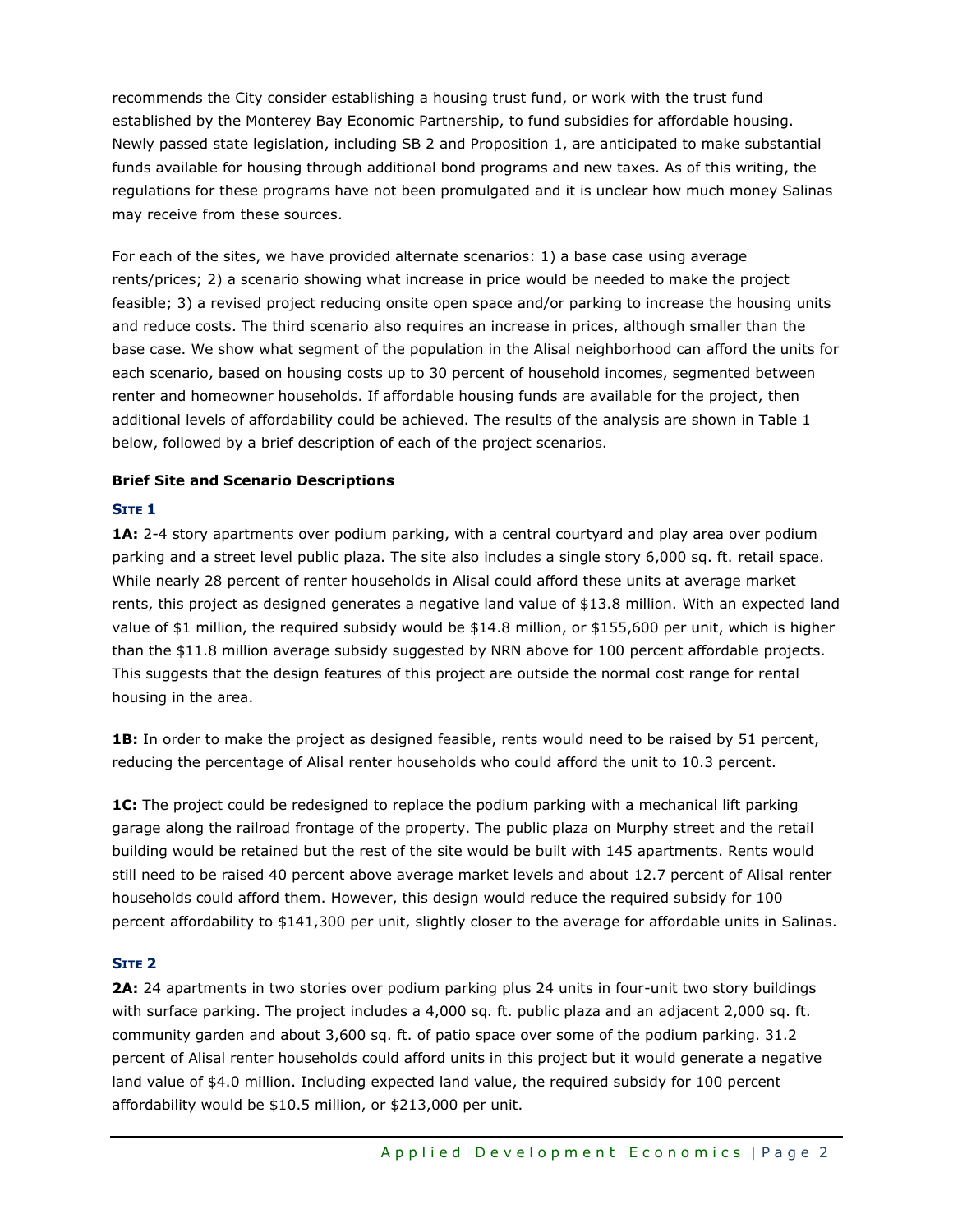recommends the City consider establishing a housing trust fund, or work with the trust fund established by the Monterey Bay Economic Partnership, to fund subsidies for affordable housing. Newly passed state legislation, including SB 2 and Proposition 1, are anticipated to make substantial funds available for housing through additional bond programs and new taxes. As of this writing, the regulations for these programs have not been promulgated and it is unclear how much money Salinas may receive from these sources.

For each of the sites, we have provided alternate scenarios: 1) a base case using average rents/prices; 2) a scenario showing what increase in price would be needed to make the project feasible; 3) a revised project reducing onsite open space and/or parking to increase the housing units and reduce costs. The third scenario also requires an increase in prices, although smaller than the base case. We show what segment of the population in the Alisal neighborhood can afford the units for each scenario, based on housing costs up to 30 percent of household incomes, segmented between renter and homeowner households. If affordable housing funds are available for the project, then additional levels of affordability could be achieved. The results of the analysis are shown in Table 1 below, followed by a brief description of each of the project scenarios.

**Brief Site and Scenario Descriptions**

### SITE 1

**1A:** 2-4 story apartments over podium parking, with a central courtyard and play area over podium parking and a street level public plaza. The site also includes a single story 6,000 sq. ft. retail space. While nearly 28 percent of renter households in Alisal could afford these units at average market rents, this project as designed generates a negative land value of $13.8 million. With an expected land value of $1 million, the required subsidy would be $14.8 million, or $155,600 per unit, which is higher than the $11.8 million average subsidy suggested by NRN above for 100 percent affordable projects. This suggests that the design features of this project are outside the normal cost range for rental housing in the area.

**1B:** In order to make the project as designed feasible, rents would need to be raised by 51 percent, reducing the percentage of Alisal renter households who could afford the unit to 10.3 percent.

**1C:** The project could be redesigned to replace the podium parking with a mechanical lift parking garage along the railroad frontage of the property. The public plaza on Murphy street and the retail building would be retained but the rest of the site would be built with 145 apartments. Rents would still need to be raised 40 percent above average market levels and about 12.7 percent of Alisal renter households could afford them. However, this design would reduce the required subsidy for 100 percent affordability to $141,300 per unit, slightly closer to the average for affordable units in Salinas.

### SITE 2

**2A:** 24 apartments in two stories over podium parking plus 24 units in four-unit two story buildings with surface parking. The project includes a 4,000 sq. ft. public plaza and an adjacent 2,000 sq. ft. community garden and about 3,600 sq. ft. of patio space over some of the podium parking. 31.2 percent of Alisal renter households could afford units in this project but it would generate a negative land value of $4.0 million. Including expected land value, the required subsidy for 100 percent affordability would be $10.5 million, or $213,000 per unit.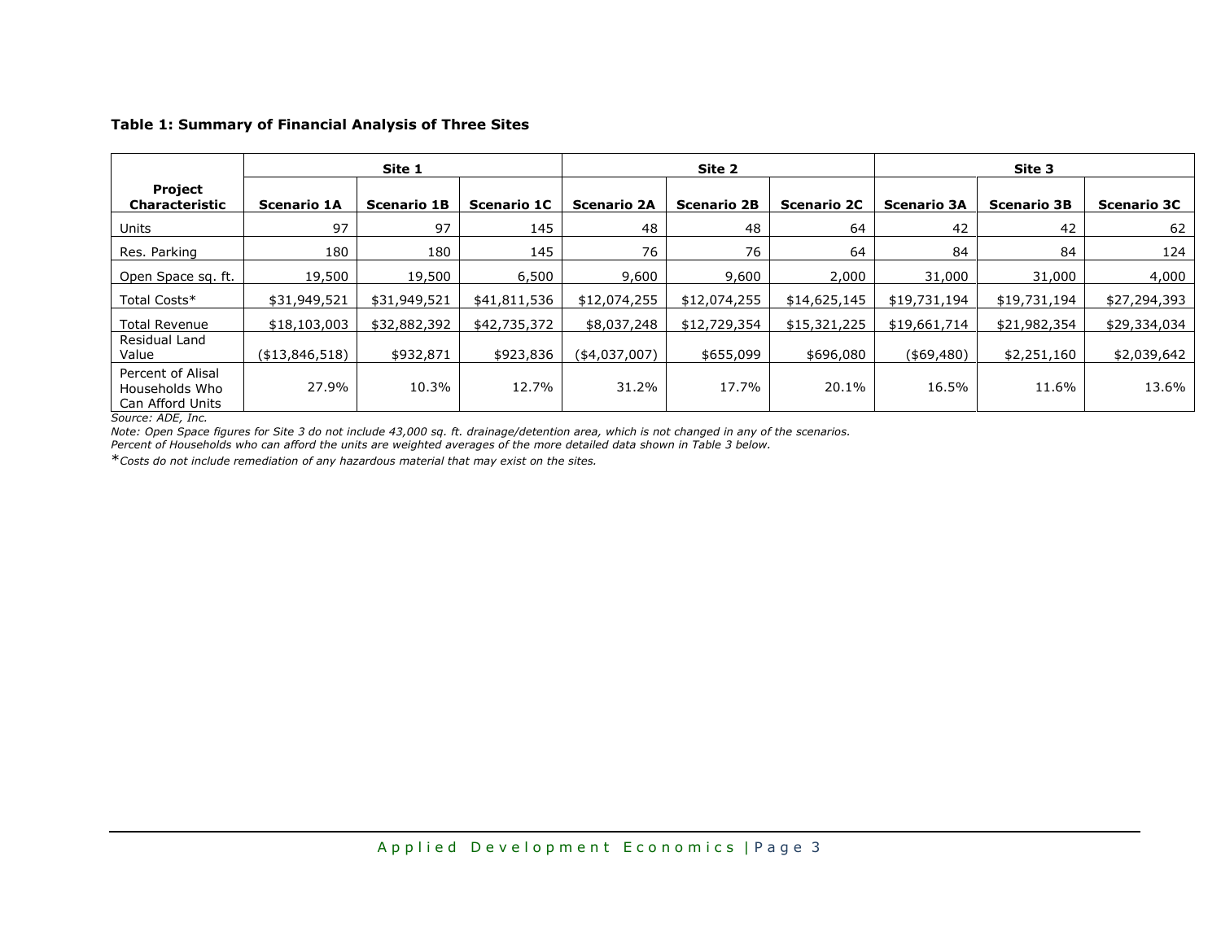**Table 1: Summary of Financial Analysis of Three Sites**

| Project Characteristic | Site 1 | | | Site 2 | | | Site 3 | | |
|---|---|---|---|---|---|---|---|---|---|
| | Scenario 1A | Scenario 1B | Scenario 1C | Scenario 2A | Scenario 2B | Scenario 2C | Scenario 3A | Scenario 3B | Scenario 3C |
| Units | 97 | 97 | 145 | 48 | 48 | 64 | 42 | 42 | 62 |
| Res. Parking | 180 | 180 | 145 | 76 | 76 | 64 | 84 | 84 | 124 |
| Open Space sq. ft. | 19,500 | 19,500 | 6,500 | 9,600 | 9,600 | 2,000 | 31,000 | 31,000 | 4,000 |
| Total Costs* | $31,949,521 | $31,949,521 | $41,811,536 | $12,074,255 | $12,074,255 | $14,625,145 | $19,731,194 | $19,731,194 | $27,294,393 |
| Total Revenue | $18,103,003 | $32,882,392 | $42,735,372 | $8,037,248 | $12,729,354 | $15,321,225 | $19,661,714 | $21,982,354 | $29,334,034 |
| Residual Land Value | ($13,846,518) | $932,871 | $923,836 | ($4,037,007) | $655,099 | $696,080 | ($69,480) | $2,251,160 | $2,039,642 |
| Percent of Alisal Households Who Can Afford Units | 27.9% | 10.3% | 12.7% | 31.2% | 17.7% | 20.1% | 16.5% | 11.6% | 13.6% |

*Source: ADE, Inc.*

*Note: Open Space figures for Site 3 do not include 43,000 sq. ft. drainage/detention area, which is not changed in any of the scenarios.*

*Percent of Households who can afford the units are weighted averages of the more detailed data shown in Table 3 below.*

*Costs do not include remediation of any hazardous material that may exist on the sites.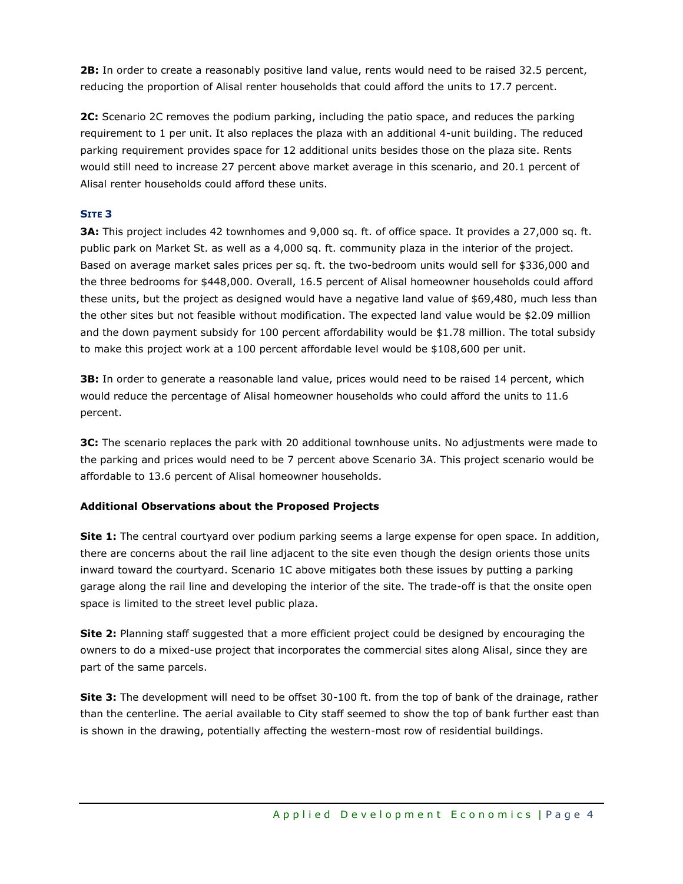**2B:** In order to create a reasonably positive land value, rents would need to be raised 32.5 percent, reducing the proportion of Alisal renter households that could afford the units to 17.7 percent.

**2C:** Scenario 2C removes the podium parking, including the patio space, and reduces the parking requirement to 1 per unit. It also replaces the plaza with an additional 4-unit building. The reduced parking requirement provides space for 12 additional units besides those on the plaza site. Rents would still need to increase 27 percent above market average in this scenario, and 20.1 percent of Alisal renter households could afford these units.

### Site 3

**3A:** This project includes 42 townhomes and 9,000 sq. ft. of office space. It provides a 27,000 sq. ft. public park on Market St. as well as a 4,000 sq. ft. community plaza in the interior of the project. Based on average market sales prices per sq. ft. the two-bedroom units would sell for $336,000 and the three bedrooms for $448,000. Overall, 16.5 percent of Alisal homeowner households could afford these units, but the project as designed would have a negative land value of $69,480, much less than the other sites but not feasible without modification. The expected land value would be $2.09 million and the down payment subsidy for 100 percent affordability would be $1.78 million. The total subsidy to make this project work at a 100 percent affordable level would be $108,600 per unit.

**3B:** In order to generate a reasonable land value, prices would need to be raised 14 percent, which would reduce the percentage of Alisal homeowner households who could afford the units to 11.6 percent.

**3C:** The scenario replaces the park with 20 additional townhouse units. No adjustments were made to the parking and prices would need to be 7 percent above Scenario 3A. This project scenario would be affordable to 13.6 percent of Alisal homeowner households.

### Additional Observations about the Proposed Projects

**Site 1:** The central courtyard over podium parking seems a large expense for open space. In addition, there are concerns about the rail line adjacent to the site even though the design orients those units inward toward the courtyard. Scenario 1C above mitigates both these issues by putting a parking garage along the rail line and developing the interior of the site. The trade-off is that the onsite open space is limited to the street level public plaza.

**Site 2:** Planning staff suggested that a more efficient project could be designed by encouraging the owners to do a mixed-use project that incorporates the commercial sites along Alisal, since they are part of the same parcels.

**Site 3:** The development will need to be offset 30-100 ft. from the top of bank of the drainage, rather than the centerline. The aerial available to City staff seemed to show the top of bank further east than is shown in the drawing, potentially affecting the western-most row of residential buildings.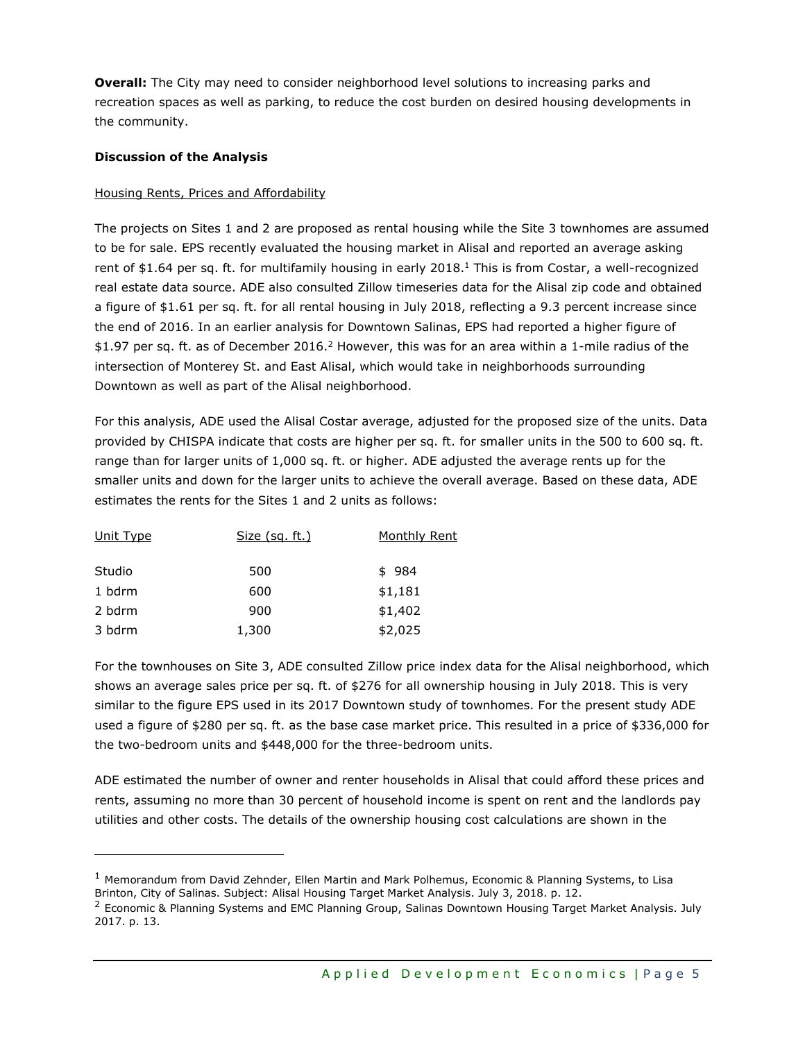**Overall:** The City may need to consider neighborhood level solutions to increasing parks and recreation spaces as well as parking, to reduce the cost burden on desired housing developments in the community.

**Discussion of the Analysis**

Housing Rents, Prices and Affordability

The projects on Sites 1 and 2 are proposed as rental housing while the Site 3 townhomes are assumed to be for sale. EPS recently evaluated the housing market in Alisal and reported an average asking rent of $1.64 per sq. ft. for multifamily housing in early 2018.[1] This is from Costar, a well-recognized real estate data source. ADE also consulted Zillow timeseries data for the Alisal zip code and obtained a figure of $1.61 per sq. ft. for all rental housing in July 2018, reflecting a 9.3 percent increase since the end of 2016. In an earlier analysis for Downtown Salinas, EPS had reported a higher figure of $1.97 per sq. ft. as of December 2016.[2] However, this was for an area within a 1-mile radius of the intersection of Monterey St. and East Alisal, which would take in neighborhoods surrounding Downtown as well as part of the Alisal neighborhood.

For this analysis, ADE used the Alisal Costar average, adjusted for the proposed size of the units. Data provided by CHISPA indicate that costs are higher per sq. ft. for smaller units in the 500 to 600 sq. ft. range than for larger units of 1,000 sq. ft. or higher. ADE adjusted the average rents up for the smaller units and down for the larger units to achieve the overall average. Based on these data, ADE estimates the rents for the Sites 1 and 2 units as follows:

| Unit Type | Size (sq. ft.) | Monthly Rent |
|---|---|---|
| Studio | 500 | $ 984 |
| 1 bdrm | 600 | $1,181 |
| 2 bdrm | 900 | $1,402 |
| 3 bdrm | 1,300 | $2,025 |

For the townhouses on Site 3, ADE consulted Zillow price index data for the Alisal neighborhood, which shows an average sales price per sq. ft. of $276 for all ownership housing in July 2018. This is very similar to the figure EPS used in its 2017 Downtown study of townhomes. For the present study ADE used a figure of $280 per sq. ft. as the base case market price. This resulted in a price of $336,000 for the two-bedroom units and $448,000 for the three-bedroom units.

ADE estimated the number of owner and renter households in Alisal that could afford these prices and rents, assuming no more than 30 percent of household income is spent on rent and the landlords pay utilities and other costs. The details of the ownership housing cost calculations are shown in the

---

[1] Memorandum from David Zehnder, Ellen Martin and Mark Polhemus, Economic & Planning Systems, to Lisa Brinton, City of Salinas. Subject: Alisal Housing Target Market Analysis. July 3, 2018. p. 12.

[2] Economic & Planning Systems and EMC Planning Group, Salinas Downtown Housing Target Market Analysis. July 2017. p. 13.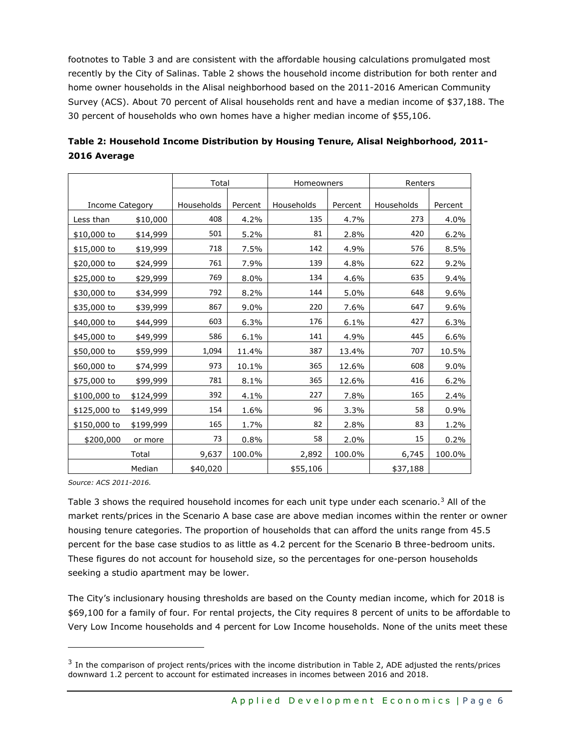footnotes to Table 3 and are consistent with the affordable housing calculations promulgated most recently by the City of Salinas. Table 2 shows the household income distribution for both renter and home owner households in the Alisal neighborhood based on the 2011-2016 American Community Survey (ACS). About 70 percent of Alisal households rent and have a median income of $37,188. The 30 percent of households who own homes have a higher median income of $55,106.

**Table 2: Household Income Distribution by Housing Tenure, Alisal Neighborhood, 2011-2016 Average**

| | | Total | | Homeowners | | Renters | |
|---|---|---|---|---|---|---|---|
| Income Category | | Households | Percent | Households | Percent | Households | Percent |
| Less than | $10,000 | 408 | 4.2% | 135 | 4.7% | 273 | 4.0% |
| $10,000 to | $14,999 | 501 | 5.2% | 81 | 2.8% | 420 | 6.2% |
| $15,000 to | $19,999 | 718 | 7.5% | 142 | 4.9% | 576 | 8.5% |
| $20,000 to | $24,999 | 761 | 7.9% | 139 | 4.8% | 622 | 9.2% |
| $25,000 to | $29,999 | 769 | 8.0% | 134 | 4.6% | 635 | 9.4% |
| $30,000 to | $34,999 | 792 | 8.2% | 144 | 5.0% | 648 | 9.6% |
| $35,000 to | $39,999 | 867 | 9.0% | 220 | 7.6% | 647 | 9.6% |
| $40,000 to | $44,999 | 603 | 6.3% | 176 | 6.1% | 427 | 6.3% |
| $45,000 to | $49,999 | 586 | 6.1% | 141 | 4.9% | 445 | 6.6% |
| $50,000 to | $59,999 | 1,094 | 11.4% | 387 | 13.4% | 707 | 10.5% |
| $60,000 to | $74,999 | 973 | 10.1% | 365 | 12.6% | 608 | 9.0% |
| $75,000 to | $99,999 | 781 | 8.1% | 365 | 12.6% | 416 | 6.2% |
| $100,000 to | $124,999 | 392 | 4.1% | 227 | 7.8% | 165 | 2.4% |
| $125,000 to | $149,999 | 154 | 1.6% | 96 | 3.3% | 58 | 0.9% |
| $150,000 to | $199,999 | 165 | 1.7% | 82 | 2.8% | 83 | 1.2% |
| $200,000 | or more | 73 | 0.8% | 58 | 2.0% | 15 | 0.2% |
| | Total | 9,637 | 100.0% | 2,892 | 100.0% | 6,745 | 100.0% |
| | Median | $40,020 | | $55,106 | | $37,188 | |

*Source: ACS 2011-2016.*

Table 3 shows the required household incomes for each unit type under each scenario.[3] All of the market rents/prices in the Scenario A base case are above median incomes within the renter or owner housing tenure categories. The proportion of households that can afford the units range from 45.5 percent for the base case studios to as little as 4.2 percent for the Scenario B three-bedroom units. These figures do not account for household size, so the percentages for one-person households seeking a studio apartment may be lower.

The City's inclusionary housing thresholds are based on the County median income, which for 2018 is $69,100 for a family of four. For rental projects, the City requires 8 percent of units to be affordable to Very Low Income households and 4 percent for Low Income households. None of the units meet these

[3] In the comparison of project rents/prices with the income distribution in Table 2, ADE adjusted the rents/prices downward 1.2 percent to account for estimated increases in incomes between 2016 and 2018.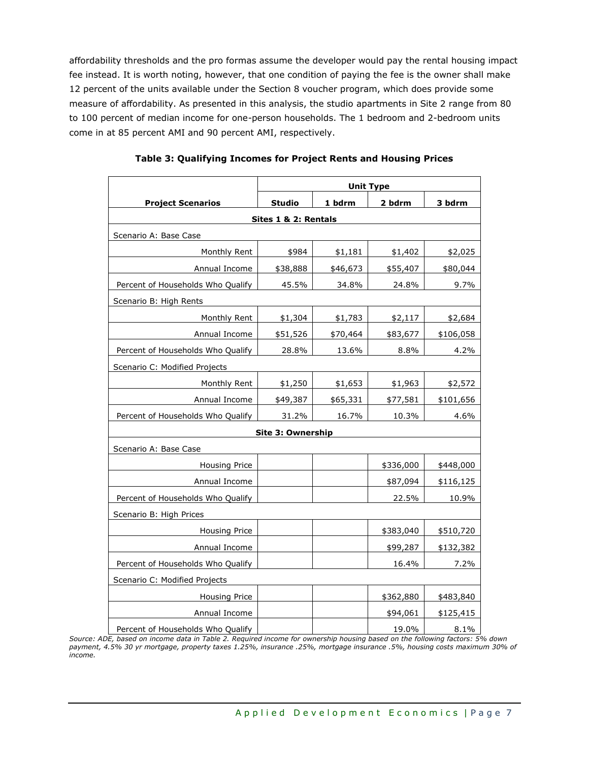affordability thresholds and the pro formas assume the developer would pay the rental housing impact fee instead. It is worth noting, however, that one condition of paying the fee is the owner shall make 12 percent of the units available under the Section 8 voucher program, which does provide some measure of affordability. As presented in this analysis, the studio apartments in Site 2 range from 80 to 100 percent of median income for one-person households. The 1 bedroom and 2-bedroom units come in at 85 percent AMI and 90 percent AMI, respectively.

**Table 3: Qualifying Incomes for Project Rents and Housing Prices**

| | Unit Type | | | |
|---|---|---|---|---|
| **Project Scenarios** | **Studio** | **1 bdrm** | **2 bdrm** | **3 bdrm** |
| **Sites 1 & 2: Rentals** | | | | |
| Scenario A: Base Case | | | | |
| Monthly Rent | $984 | $1,181 | $1,402 | $2,025 |
| Annual Income | $38,888 | $46,673 | $55,407 | $80,044 |
| Percent of Households Who Qualify | 45.5% | 34.8% | 24.8% | 9.7% |
| Scenario B: High Rents | | | | |
| Monthly Rent | $1,304 | $1,783 | $2,117 | $2,684 |
| Annual Income | $51,526 | $70,464 | $83,677 | $106,058 |
| Percent of Households Who Qualify | 28.8% | 13.6% | 8.8% | 4.2% |
| Scenario C: Modified Projects | | | | |
| Monthly Rent | $1,250 | $1,653 | $1,963 | $2,572 |
| Annual Income | $49,387 | $65,331 | $77,581 | $101,656 |
| Percent of Households Who Qualify | 31.2% | 16.7% | 10.3% | 4.6% |
| **Site 3: Ownership** | | | | |
| Scenario A: Base Case | | | | |
| Housing Price | | | $336,000 | $448,000 |
| Annual Income | | | $87,094 | $116,125 |
| Percent of Households Who Qualify | | | 22.5% | 10.9% |
| Scenario B: High Prices | | | | |
| Housing Price | | | $383,040 | $510,720 |
| Annual Income | | | $99,287 | $132,382 |
| Percent of Households Who Qualify | | | 16.4% | 7.2% |
| Scenario C: Modified Projects | | | | |
| Housing Price | | | $362,880 | $483,840 |
| Annual Income | | | $94,061 | $125,415 |
| Percent of Households Who Qualify | | | 19.0% | 8.1% |

*Source: ADE, based on income data in Table 2. Required income for ownership housing based on the following factors: 5% down payment, 4.5% 30 yr mortgage, property taxes 1.25%, insurance .25%, mortgage insurance .5%, housing costs maximum 30% of income.*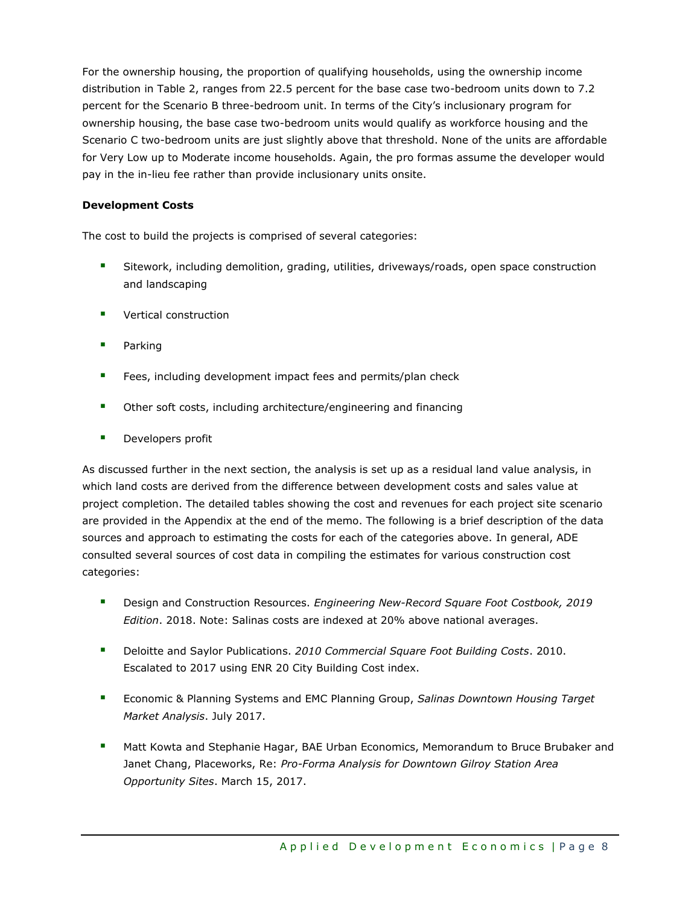For the ownership housing, the proportion of qualifying households, using the ownership income distribution in Table 2, ranges from 22.5 percent for the base case two-bedroom units down to 7.2 percent for the Scenario B three-bedroom unit. In terms of the City's inclusionary program for ownership housing, the base case two-bedroom units would qualify as workforce housing and the Scenario C two-bedroom units are just slightly above that threshold. None of the units are affordable for Very Low up to Moderate income households. Again, the pro formas assume the developer would pay in the in-lieu fee rather than provide inclusionary units onsite.

**Development Costs**

The cost to build the projects is comprised of several categories:

- Sitework, including demolition, grading, utilities, driveways/roads, open space construction and landscaping
- Vertical construction
- Parking
- Fees, including development impact fees and permits/plan check
- Other soft costs, including architecture/engineering and financing
- Developers profit

As discussed further in the next section, the analysis is set up as a residual land value analysis, in which land costs are derived from the difference between development costs and sales value at project completion. The detailed tables showing the cost and revenues for each project site scenario are provided in the Appendix at the end of the memo. The following is a brief description of the data sources and approach to estimating the costs for each of the categories above. In general, ADE consulted several sources of cost data in compiling the estimates for various construction cost categories:

- Design and Construction Resources. *Engineering New-Record Square Foot Costbook, 2019 Edition*. 2018. Note: Salinas costs are indexed at 20% above national averages.
- Deloitte and Saylor Publications. *2010 Commercial Square Foot Building Costs*. 2010. Escalated to 2017 using ENR 20 City Building Cost index.
- Economic & Planning Systems and EMC Planning Group, *Salinas Downtown Housing Target Market Analysis*. July 2017.
- Matt Kowta and Stephanie Hagar, BAE Urban Economics, Memorandum to Bruce Brubaker and Janet Chang, Placeworks, Re: *Pro-Forma Analysis for Downtown Gilroy Station Area Opportunity Sites*. March 15, 2017.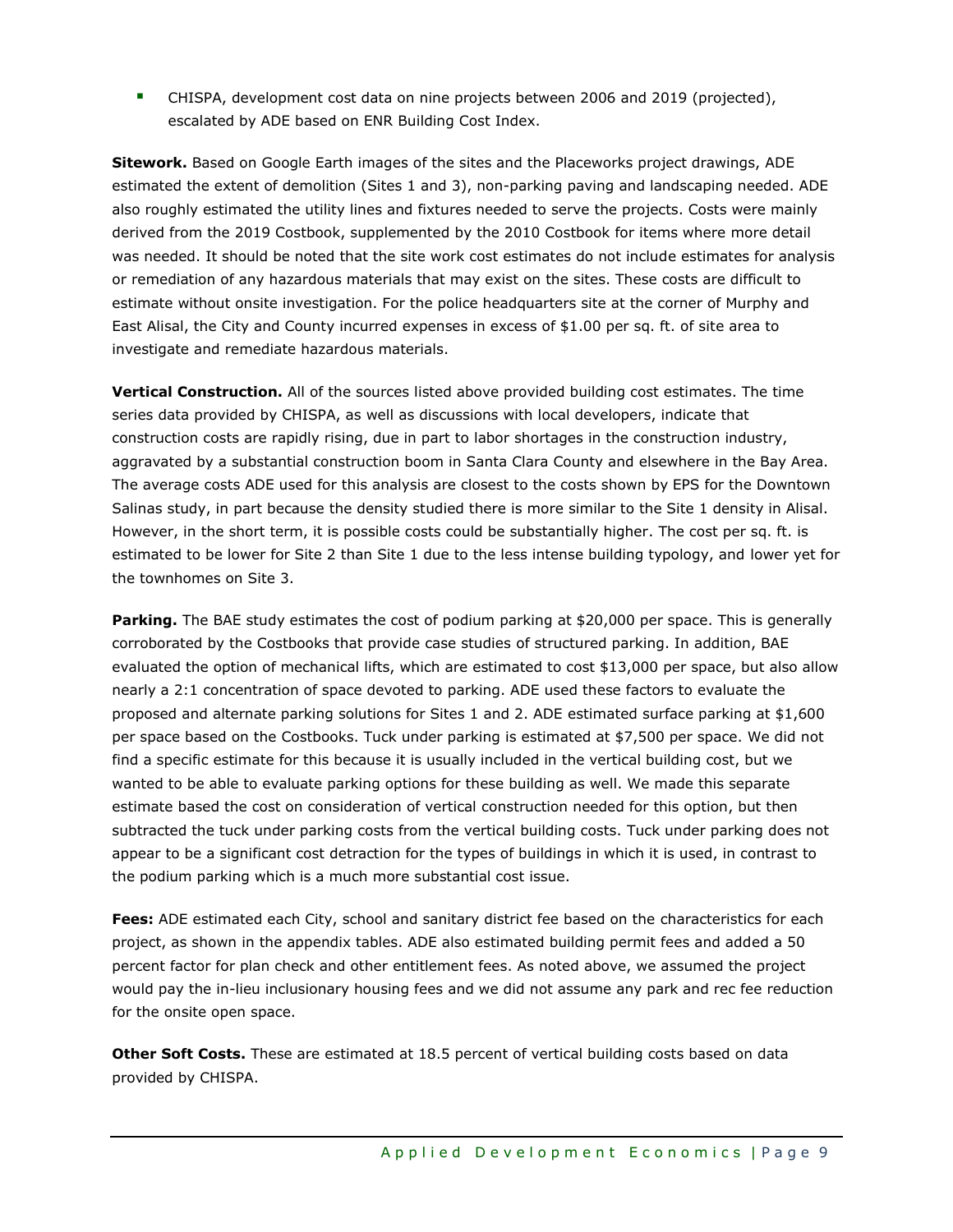- CHISPA, development cost data on nine projects between 2006 and 2019 (projected), escalated by ADE based on ENR Building Cost Index.

**Sitework.** Based on Google Earth images of the sites and the Placeworks project drawings, ADE estimated the extent of demolition (Sites 1 and 3), non-parking paving and landscaping needed. ADE also roughly estimated the utility lines and fixtures needed to serve the projects. Costs were mainly derived from the 2019 Costbook, supplemented by the 2010 Costbook for items where more detail was needed. It should be noted that the site work cost estimates do not include estimates for analysis or remediation of any hazardous materials that may exist on the sites. These costs are difficult to estimate without onsite investigation. For the police headquarters site at the corner of Murphy and East Alisal, the City and County incurred expenses in excess of $1.00 per sq. ft. of site area to investigate and remediate hazardous materials.

**Vertical Construction.** All of the sources listed above provided building cost estimates. The time series data provided by CHISPA, as well as discussions with local developers, indicate that construction costs are rapidly rising, due in part to labor shortages in the construction industry, aggravated by a substantial construction boom in Santa Clara County and elsewhere in the Bay Area. The average costs ADE used for this analysis are closest to the costs shown by EPS for the Downtown Salinas study, in part because the density studied there is more similar to the Site 1 density in Alisal. However, in the short term, it is possible costs could be substantially higher. The cost per sq. ft. is estimated to be lower for Site 2 than Site 1 due to the less intense building typology, and lower yet for the townhomes on Site 3.

**Parking.** The BAE study estimates the cost of podium parking at $20,000 per space. This is generally corroborated by the Costbooks that provide case studies of structured parking. In addition, BAE evaluated the option of mechanical lifts, which are estimated to cost $13,000 per space, but also allow nearly a 2:1 concentration of space devoted to parking. ADE used these factors to evaluate the proposed and alternate parking solutions for Sites 1 and 2. ADE estimated surface parking at $1,600 per space based on the Costbooks. Tuck under parking is estimated at $7,500 per space. We did not find a specific estimate for this because it is usually included in the vertical building cost, but we wanted to be able to evaluate parking options for these building as well. We made this separate estimate based the cost on consideration of vertical construction needed for this option, but then subtracted the tuck under parking costs from the vertical building costs. Tuck under parking does not appear to be a significant cost detraction for the types of buildings in which it is used, in contrast to the podium parking which is a much more substantial cost issue.

**Fees:** ADE estimated each City, school and sanitary district fee based on the characteristics for each project, as shown in the appendix tables. ADE also estimated building permit fees and added a 50 percent factor for plan check and other entitlement fees. As noted above, we assumed the project would pay the in-lieu inclusionary housing fees and we did not assume any park and rec fee reduction for the onsite open space.

**Other Soft Costs.** These are estimated at 18.5 percent of vertical building costs based on data provided by CHISPA.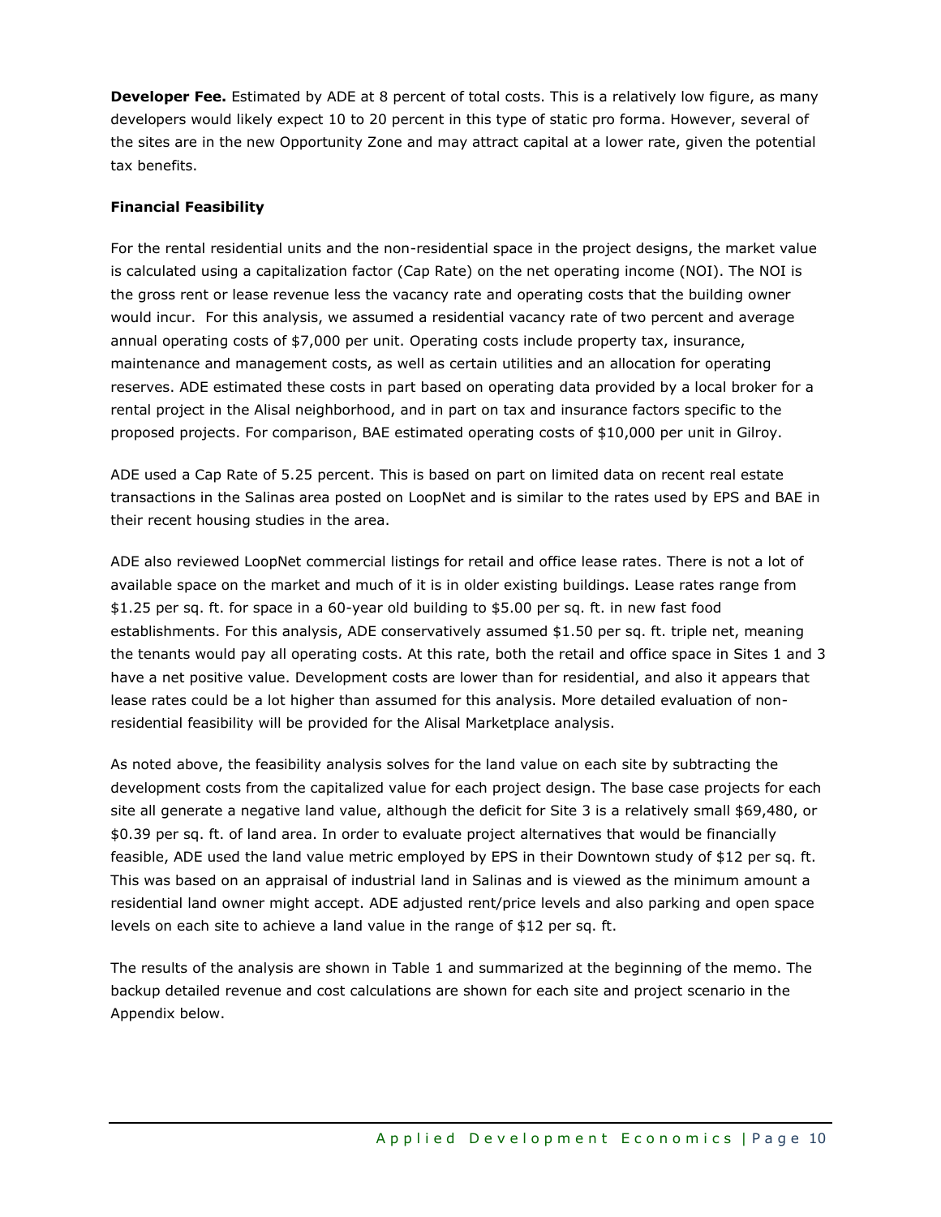**Developer Fee.** Estimated by ADE at 8 percent of total costs. This is a relatively low figure, as many developers would likely expect 10 to 20 percent in this type of static pro forma. However, several of the sites are in the new Opportunity Zone and may attract capital at a lower rate, given the potential tax benefits.

**Financial Feasibility**

For the rental residential units and the non-residential space in the project designs, the market value is calculated using a capitalization factor (Cap Rate) on the net operating income (NOI). The NOI is the gross rent or lease revenue less the vacancy rate and operating costs that the building owner would incur. For this analysis, we assumed a residential vacancy rate of two percent and average annual operating costs of $7,000 per unit. Operating costs include property tax, insurance, maintenance and management costs, as well as certain utilities and an allocation for operating reserves. ADE estimated these costs in part based on operating data provided by a local broker for a rental project in the Alisal neighborhood, and in part on tax and insurance factors specific to the proposed projects. For comparison, BAE estimated operating costs of $10,000 per unit in Gilroy.

ADE used a Cap Rate of 5.25 percent. This is based on part on limited data on recent real estate transactions in the Salinas area posted on LoopNet and is similar to the rates used by EPS and BAE in their recent housing studies in the area.

ADE also reviewed LoopNet commercial listings for retail and office lease rates. There is not a lot of available space on the market and much of it is in older existing buildings. Lease rates range from $1.25 per sq. ft. for space in a 60-year old building to $5.00 per sq. ft. in new fast food establishments. For this analysis, ADE conservatively assumed $1.50 per sq. ft. triple net, meaning the tenants would pay all operating costs. At this rate, both the retail and office space in Sites 1 and 3 have a net positive value. Development costs are lower than for residential, and also it appears that lease rates could be a lot higher than assumed for this analysis. More detailed evaluation of non-residential feasibility will be provided for the Alisal Marketplace analysis.

As noted above, the feasibility analysis solves for the land value on each site by subtracting the development costs from the capitalized value for each project design. The base case projects for each site all generate a negative land value, although the deficit for Site 3 is a relatively small $69,480, or $0.39 per sq. ft. of land area. In order to evaluate project alternatives that would be financially feasible, ADE used the land value metric employed by EPS in their Downtown study of $12 per sq. ft. This was based on an appraisal of industrial land in Salinas and is viewed as the minimum amount a residential land owner might accept. ADE adjusted rent/price levels and also parking and open space levels on each site to achieve a land value in the range of $12 per sq. ft.

The results of the analysis are shown in Table 1 and summarized at the beginning of the memo. The backup detailed revenue and cost calculations are shown for each site and project scenario in the Appendix below.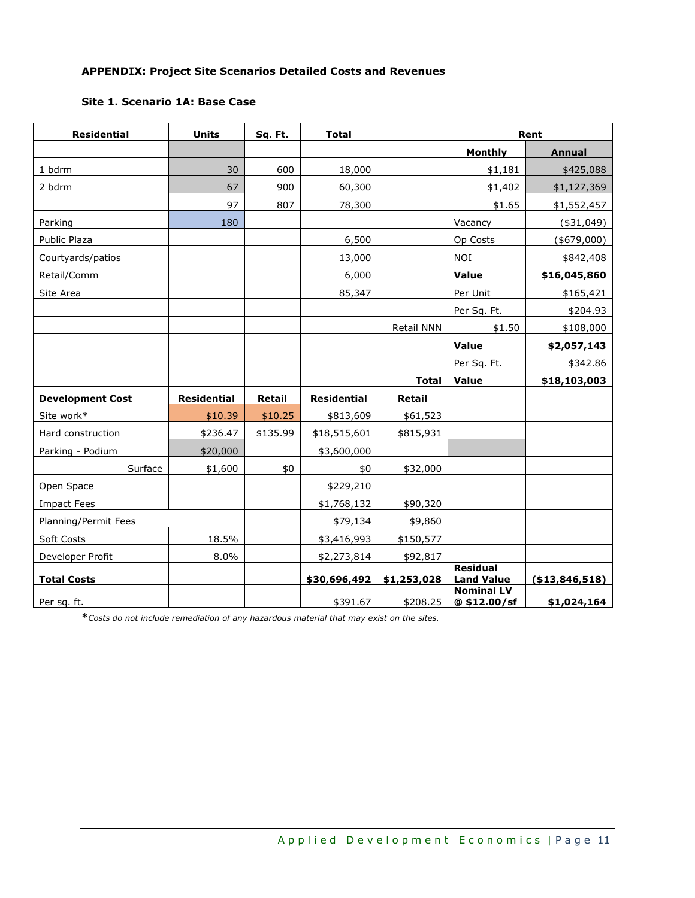**APPENDIX: Project Site Scenarios Detailed Costs and Revenues**

**Site 1. Scenario 1A: Base Case**

| Residential | Units | Sq. Ft. | Total | | Rent | |
|---|---|---|---|---|---|---|
| | | | | | Monthly | Annual |
| 1 bdrm | 30 | 600 | 18,000 | | $1,181 | $425,088 |
| 2 bdrm | 67 | 900 | 60,300 | | $1,402 | $1,127,369 |
| | 97 | 807 | 78,300 | | $1.65 | $1,552,457 |
| Parking | 180 | | | | Vacancy | ($31,049) |
| Public Plaza | | | 6,500 | | Op Costs | ($679,000) |
| Courtyards/patios | | | 13,000 | | NOI | $842,408 |
| Retail/Comm | | | 6,000 | | **Value** | **$16,045,860** |
| Site Area | | | 85,347 | | Per Unit | $165,421 |
| | | | | | Per Sq. Ft. | $204.93 |
| | | | | Retail NNN | $1.50 | $108,000 |
| | | | | | **Value** | **$2,057,143** |
| | | | | | Per Sq. Ft. | $342.86 |
| | | | | **Total** | **Value** | **$18,103,003** |
| **Development Cost** | **Residential** | **Retail** | **Residential** | **Retail** | | |
| Site work* | $10.39 | $10.25 | $813,609 | $61,523 | | |
| Hard construction | $236.47 | $135.99 | $18,515,601 | $815,931 | | |
| Parking - Podium | $20,000 | | $3,600,000 | | | |
| Surface | $1,600 | $0 | $0 | $32,000 | | |
| Open Space | | | $229,210 | | | |
| Impact Fees | | | $1,768,132 | $90,320 | | |
| Planning/Permit Fees | | | $79,134 | $9,860 | | |
| Soft Costs | 18.5% | | $3,416,993 | $150,577 | | |
| Developer Profit | 8.0% | | $2,273,814 | $92,817 | | |
| **Total Costs** | | | **$30,696,492** | **$1,253,028** | **Residual Land Value** | **($13,846,518)** |
| Per sq. ft. | | | $391.67 | $208.25 | **Nominal LV @ $12.00/sf** | **$1,024,164** |

**Costs do not include remediation of any hazardous material that may exist on the sites.*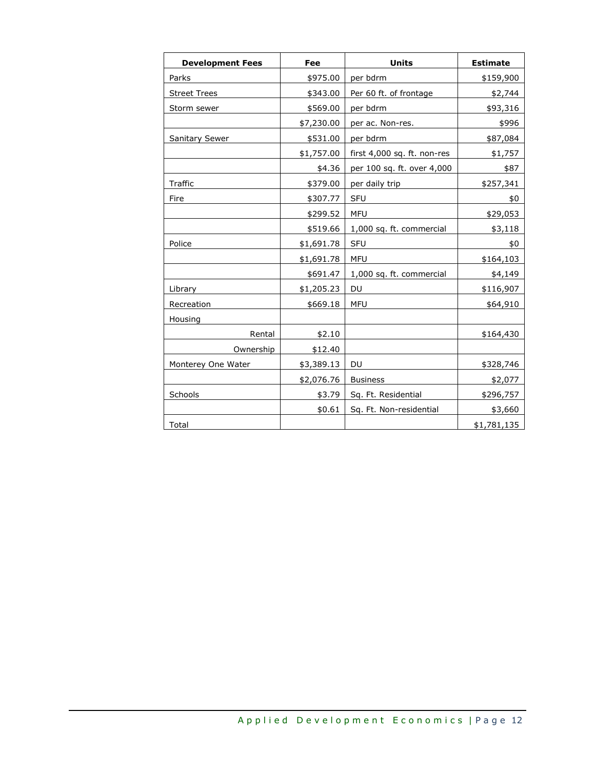| Development Fees | Fee | Units | Estimate |
|---|---|---|---|
| Parks | $975.00 | per bdrm | $159,900 |
| Street Trees | $343.00 | Per 60 ft. of frontage | $2,744 |
| Storm sewer | $569.00 | per bdrm | $93,316 |
| | $7,230.00 | per ac. Non-res. | $996 |
| Sanitary Sewer | $531.00 | per bdrm | $87,084 |
| | $1,757.00 | first 4,000 sq. ft. non-res | $1,757 |
| | $4.36 | per 100 sq. ft. over 4,000 | $87 |
| Traffic | $379.00 | per daily trip | $257,341 |
| Fire | $307.77 | SFU | $0 |
| | $299.52 | MFU | $29,053 |
| | $519.66 | 1,000 sq. ft. commercial | $3,118 |
| Police | $1,691.78 | SFU | $0 |
| | $1,691.78 | MFU | $164,103 |
| | $691.47 | 1,000 sq. ft. commercial | $4,149 |
| Library | $1,205.23 | DU | $116,907 |
| Recreation | $669.18 | MFU | $64,910 |
| Housing | | | |
| Rental | $2.10 | | $164,430 |
| Ownership | $12.40 | | |
| Monterey One Water | $3,389.13 | DU | $328,746 |
| | $2,076.76 | Business | $2,077 |
| Schools | $3.79 | Sq. Ft. Residential | $296,757 |
| | $0.61 | Sq. Ft. Non-residential | $3,660 |
| Total | | | $1,781,135 |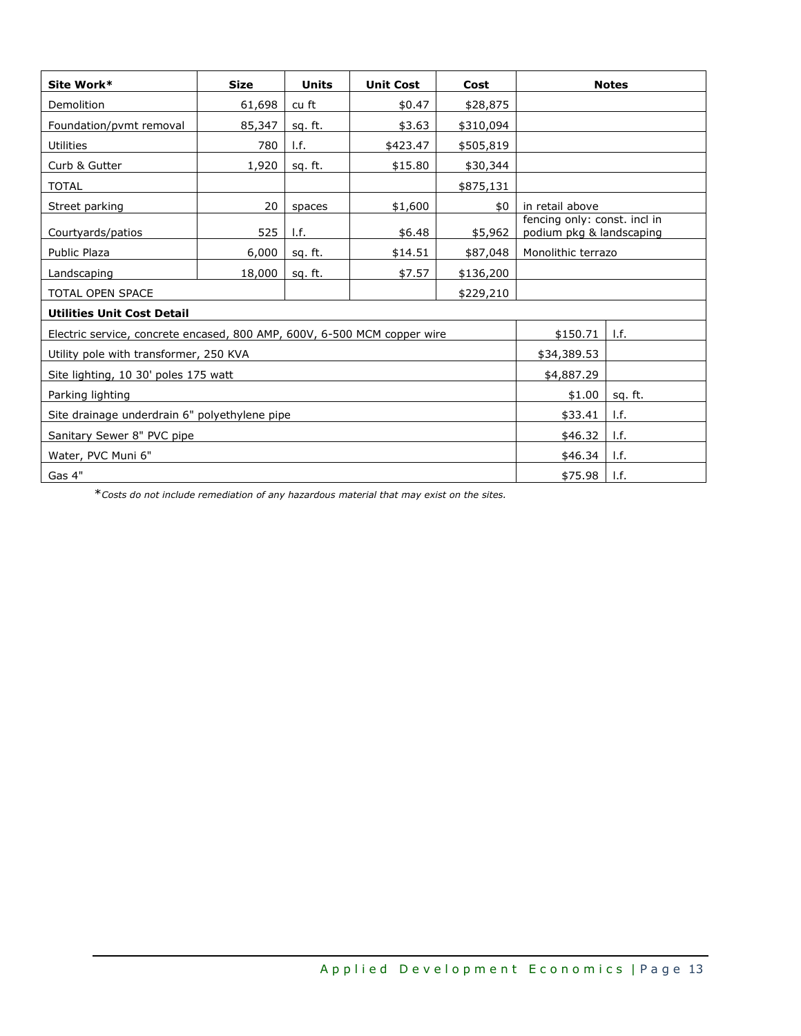| Site Work* | Size | Units | Unit Cost | Cost | Notes | |
|---|---|---|---|---|---|---|
| Demolition | 61,698 | cu ft | $0.47 | $28,875 | | |
| Foundation/pvmt removal | 85,347 | sq. ft. | $3.63 | $310,094 | | |
| Utilities | 780 | l.f. | $423.47 | $505,819 | | |
| Curb & Gutter | 1,920 | sq. ft. | $15.80 | $30,344 | | |
| TOTAL | | | | $875,131 | | |
| Street parking | 20 | spaces | $1,600 | $0 | in retail above | |
| Courtyards/patios | 525 | l.f. | $6.48 | $5,962 | fencing only: const. incl in podium pkg & landscaping | |
| Public Plaza | 6,000 | sq. ft. | $14.51 | $87,048 | Monolithic terrazo | |
| Landscaping | 18,000 | sq. ft. | $7.57 | $136,200 | | |
| TOTAL OPEN SPACE | | | | $229,210 | | |
| **Utilities Unit Cost Detail** | | | | | | |
| Electric service, concrete encased, 800 AMP, 600V, 6-500 MCM copper wire | | | | | $150.71 | l.f. |
| Utility pole with transformer, 250 KVA | | | | | $34,389.53 | |
| Site lighting, 10 30' poles 175 watt | | | | | $4,887.29 | |
| Parking lighting | | | | | $1.00 | sq. ft. |
| Site drainage underdrain 6" polyethylene pipe | | | | | $33.41 | l.f. |
| Sanitary Sewer 8" PVC pipe | | | | | $46.32 | l.f. |
| Water, PVC Muni 6" | | | | | $46.34 | l.f. |
| Gas 4" | | | | | $75.98 | l.f. |

**Costs do not include remediation of any hazardous material that may exist on the sites.*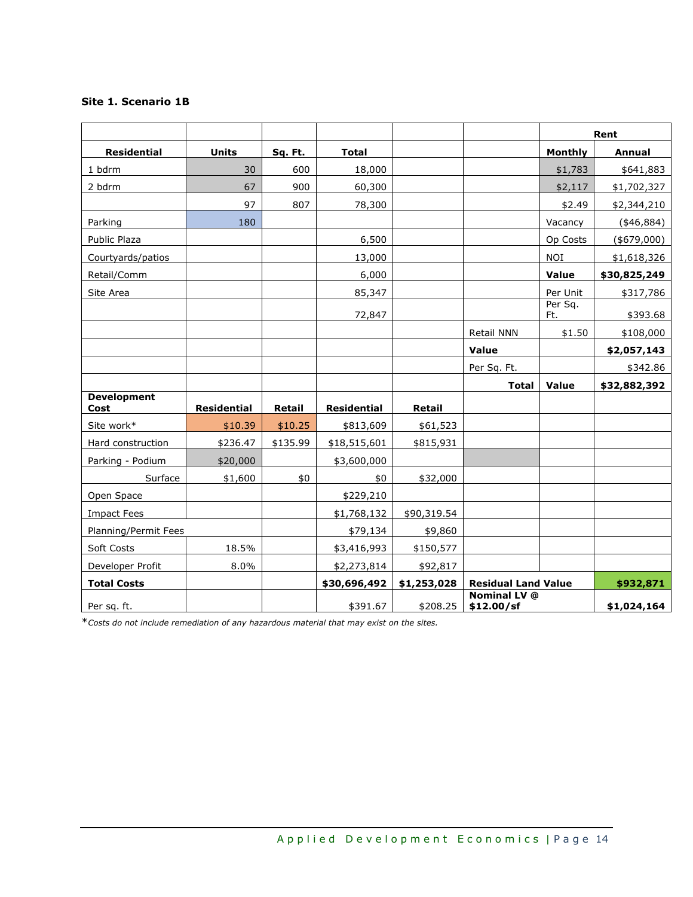**Site 1. Scenario 1B**

| | | | | | | Rent | |
|---|---|---|---|---|---|---|---|
| **Residential** | **Units** | **Sq. Ft.** | **Total** | | | **Monthly** | **Annual** |
| 1 bdrm | 30 | 600 | 18,000 | | | $1,783 | $641,883 |
| 2 bdrm | 67 | 900 | 60,300 | | | $2,117 | $1,702,327 |
| | 97 | 807 | 78,300 | | | $2.49 | $2,344,210 |
| Parking | 180 | | | | | Vacancy | ($46,884) |
| Public Plaza | | | 6,500 | | | Op Costs | ($679,000) |
| Courtyards/patios | | | 13,000 | | | NOI | $1,618,326 |
| Retail/Comm | | | 6,000 | | | **Value** | **$30,825,249** |
| Site Area | | | 85,347 | | | Per Unit | $317,786 |
| | | | 72,847 | | | Per Sq. Ft. | $393.68 |
| | | | | | Retail NNN | $1.50 | $108,000 |
| | | | | | **Value** | | **$2,057,143** |
| | | | | | Per Sq. Ft. | | $342.86 |
| | | | | | **Total** | **Value** | **$32,882,392** |
| **Development Cost** | **Residential** | **Retail** | **Residential** | **Retail** | | | |
| Site work* | $10.39 | $10.25 | $813,609 | $61,523 | | | |
| Hard construction | $236.47 | $135.99 | $18,515,601 | $815,931 | | | |
| Parking - Podium | $20,000 | | $3,600,000 | | | | |
| Surface | $1,600 | $0 | $0 | $32,000 | | | |
| Open Space | | | $229,210 | | | | |
| Impact Fees | | | $1,768,132 | $90,319.54 | | | |
| Planning/Permit Fees | | | $79,134 | $9,860 | | | |
| Soft Costs | 18.5% | | $3,416,993 | $150,577 | | | |
| Developer Profit | 8.0% | | $2,273,814 | $92,817 | | | |
| **Total Costs** | | | **$30,696,492** | **$1,253,028** | **Residual Land Value** | | **$932,871** |
| Per sq. ft. | | | $391.67 | $208.25 | **Nominal LV @ $12.00/sf** | | **$1,024,164** |

**Costs do not include remediation of any hazardous material that may exist on the sites.*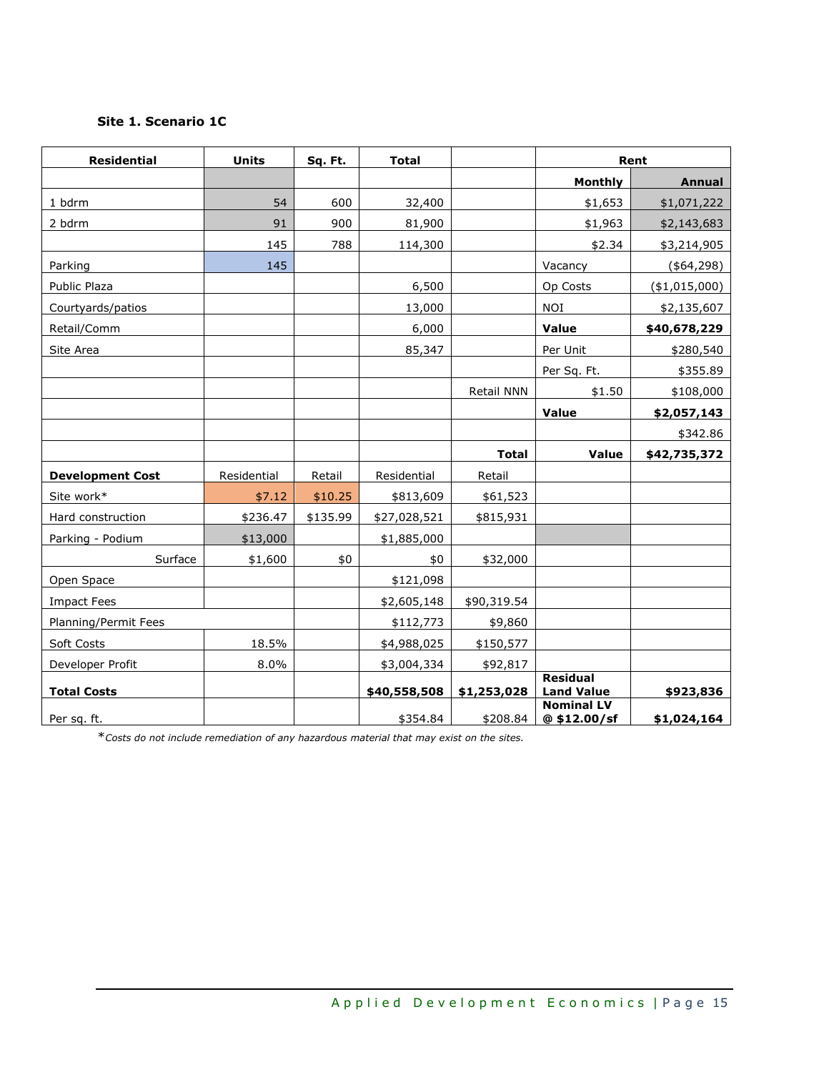**Site 1. Scenario 1C**

| Residential | Units | Sq. Ft. | Total | | Rent | |
|---|---|---|---|---|---|---|
| | | | | | Monthly | Annual |
| 1 bdrm | 54 | 600 | 32,400 | | $1,653 | $1,071,222 |
| 2 bdrm | 91 | 900 | 81,900 | | $1,963 | $2,143,683 |
| | 145 | 788 | 114,300 | | $2.34 | $3,214,905 |
| Parking | 145 | | | | Vacancy | ($64,298) |
| Public Plaza | | | 6,500 | | Op Costs | ($1,015,000) |
| Courtyards/patios | | | 13,000 | | NOI | $2,135,607 |
| Retail/Comm | | | 6,000 | | **Value** | **$40,678,229** |
| Site Area | | | 85,347 | | Per Unit | $280,540 |
| | | | | | Per Sq. Ft. | $355.89 |
| | | | | Retail NNN | $1.50 | $108,000 |
| | | | | | **Value** | **$2,057,143** |
| | | | | | | $342.86 |
| | | | | **Total** | **Value** | **$42,735,372** |
| **Development Cost** | Residential | Retail | Residential | Retail | | |
| Site work* | $7.12 | $10.25 | $813,609 | $61,523 | | |
| Hard construction | $236.47 | $135.99 | $27,028,521 | $815,931 | | |
| Parking - Podium | $13,000 | | $1,885,000 | | | |
| Surface | $1,600 | $0 | $0 | $32,000 | | |
| Open Space | | | $121,098 | | | |
| Impact Fees | | | $2,605,148 | $90,319.54 | | |
| Planning/Permit Fees | | | $112,773 | $9,860 | | |
| Soft Costs | 18.5% | | $4,988,025 | $150,577 | | |
| Developer Profit | 8.0% | | $3,004,334 | $92,817 | | |
| **Total Costs** | | | **$40,558,508** | **$1,253,028** | **Residual Land Value** | **$923,836** |
| Per sq. ft. | | | $354.84 | $208.84 | **Nominal LV @ $12.00/sf** | **$1,024,164** |

**Costs do not include remediation of any hazardous material that may exist on the sites.*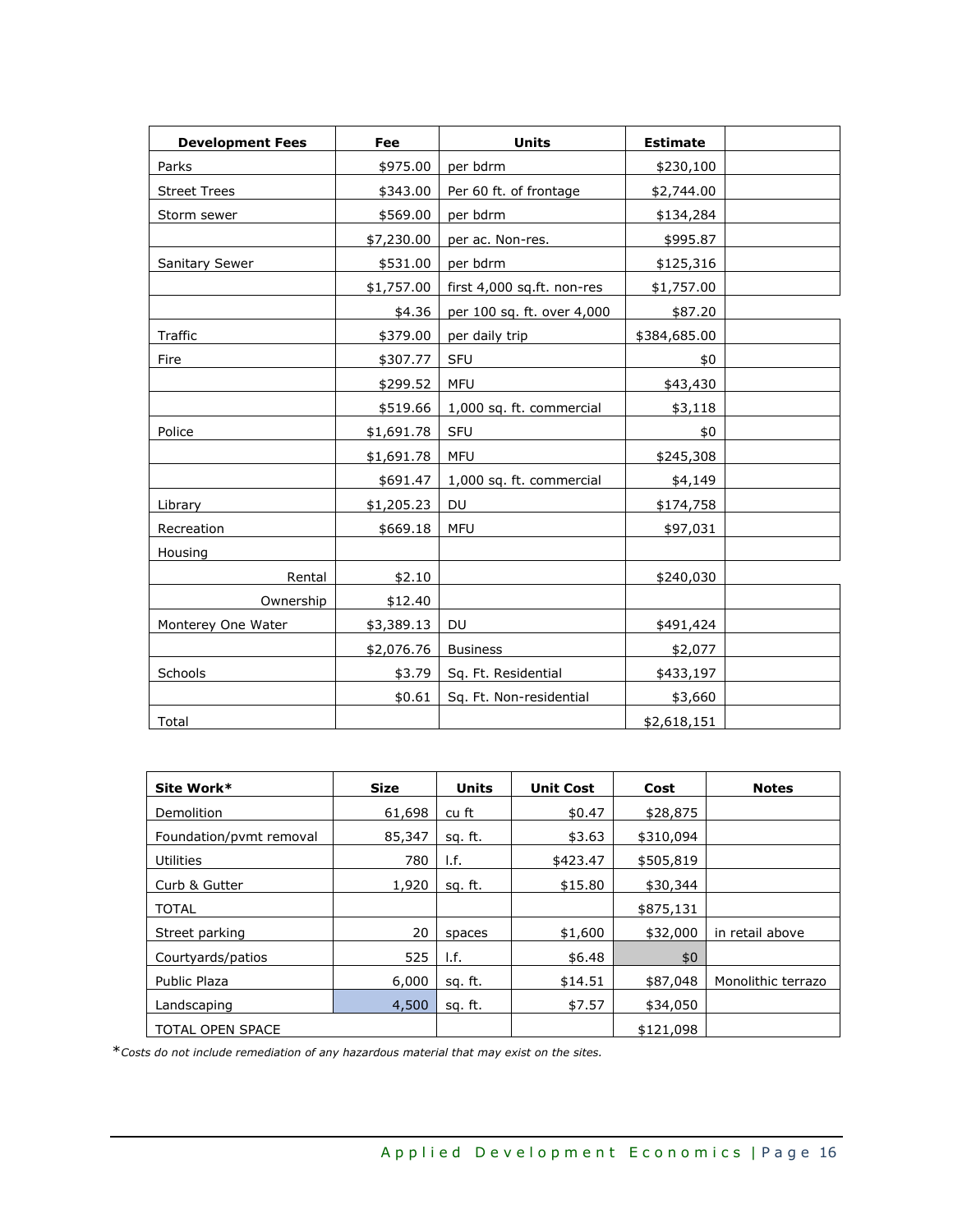| Development Fees | Fee | Units | Estimate | |
|---|---|---|---|---|
| Parks | $975.00 | per bdrm | $230,100 | |
| Street Trees | $343.00 | Per 60 ft. of frontage | $2,744.00 | |
| Storm sewer | $569.00 | per bdrm | $134,284 | |
| | $7,230.00 | per ac. Non-res. | $995.87 | |
| Sanitary Sewer | $531.00 | per bdrm | $125,316 | |
| | $1,757.00 | first 4,000 sq.ft. non-res | $1,757.00 | |
| | $4.36 | per 100 sq. ft. over 4,000 | $87.20 | |
| Traffic | $379.00 | per daily trip | $384,685.00 | |
| Fire | $307.77 | SFU | $0 | |
| | $299.52 | MFU | $43,430 | |
| | $519.66 | 1,000 sq. ft. commercial | $3,118 | |
| Police | $1,691.78 | SFU | $0 | |
| | $1,691.78 | MFU | $245,308 | |
| | $691.47 | 1,000 sq. ft. commercial | $4,149 | |
| Library | $1,205.23 | DU | $174,758 | |
| Recreation | $669.18 | MFU | $97,031 | |
| Housing | | | | |
| Rental | $2.10 | | $240,030 | |
| Ownership | $12.40 | | | |
| Monterey One Water | $3,389.13 | DU | $491,424 | |
| | $2,076.76 | Business | $2,077 | |
| Schools | $3.79 | Sq. Ft. Residential | $433,197 | |
| | $0.61 | Sq. Ft. Non-residential | $3,660 | |
| Total | | | $2,618,151 | |

| Site Work* | Size | Units | Unit Cost | Cost | Notes |
|---|---|---|---|---|---|
| Demolition | 61,698 | cu ft | $0.47 | $28,875 | |
| Foundation/pvmt removal | 85,347 | sq. ft. | $3.63 | $310,094 | |
| Utilities | 780 | l.f. | $423.47 | $505,819 | |
| Curb & Gutter | 1,920 | sq. ft. | $15.80 | $30,344 | |
| TOTAL | | | | $875,131 | |
| Street parking | 20 | spaces | $1,600 | $32,000 | in retail above |
| Courtyards/patios | 525 | l.f. | $6.48 | $0 | |
| Public Plaza | 6,000 | sq. ft. | $14.51 | $87,048 | Monolithic terrazo |
| Landscaping | 4,500 | sq. ft. | $7.57 | $34,050 | |
| TOTAL OPEN SPACE | | | | $121,098 | |

**Costs do not include remediation of any hazardous material that may exist on the sites.*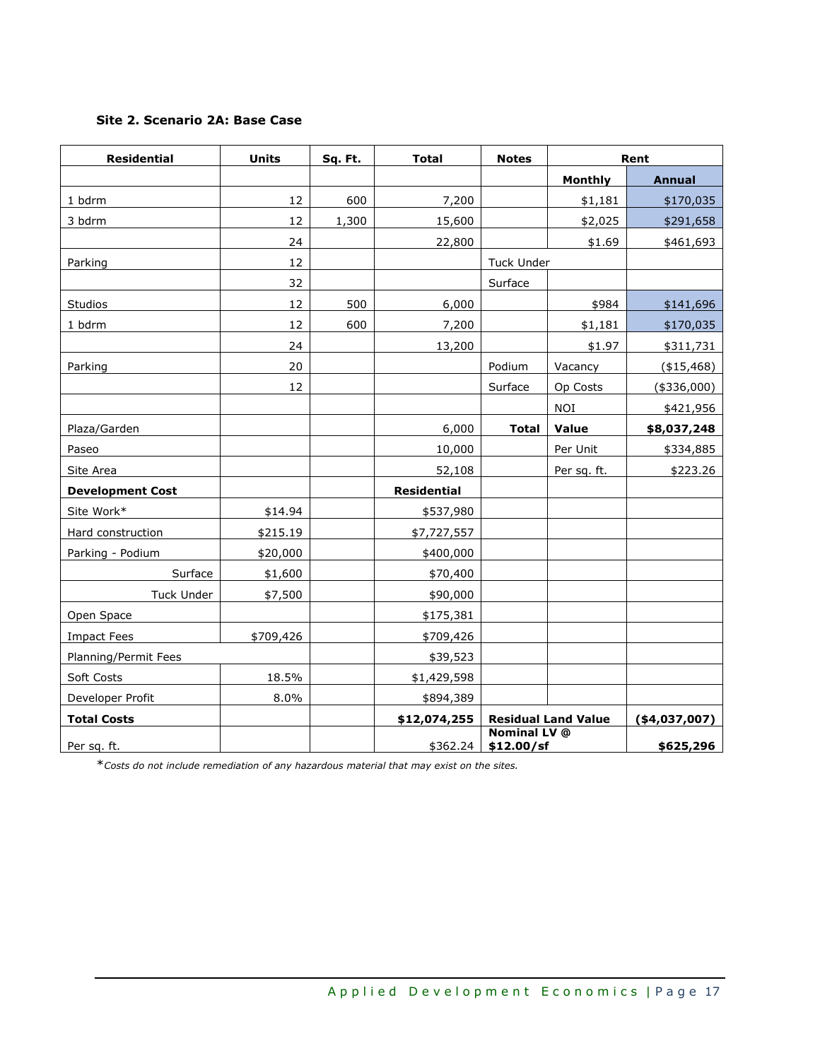**Site 2. Scenario 2A: Base Case**

| Residential | Units | Sq. Ft. | Total | Notes | Rent | |
|---|---|---|---|---|---|---|
| | | | | | Monthly | Annual |
| 1 bdrm | 12 | 600 | 7,200 | | $1,181 | $170,035 |
| 3 bdrm | 12 | 1,300 | 15,600 | | $2,025 | $291,658 |
| | 24 | | 22,800 | | $1.69 | $461,693 |
| Parking | 12 | | | Tuck Under | | |
| | 32 | | | Surface | | |
| Studios | 12 | 500 | 6,000 | | $984 | $141,696 |
| 1 bdrm | 12 | 600 | 7,200 | | $1,181 | $170,035 |
| | 24 | | 13,200 | | $1.97 | $311,731 |
| Parking | 20 | | | Podium | Vacancy | ($15,468) |
| | 12 | | | Surface | Op Costs | ($336,000) |
| | | | | | NOI | $421,956 |
| Plaza/Garden | | | 6,000 | **Total** | **Value** | **$8,037,248** |
| Paseo | | | 10,000 | | Per Unit | $334,885 |
| Site Area | | | 52,108 | | Per sq. ft. | $223.26 |
| **Development Cost** | | | **Residential** | | | |
| Site Work* | $14.94 | | $537,980 | | | |
| Hard construction | $215.19 | | $7,727,557 | | | |
| Parking - Podium | $20,000 | | $400,000 | | | |
| Surface | $1,600 | | $70,400 | | | |
| Tuck Under | $7,500 | | $90,000 | | | |
| Open Space | | | $175,381 | | | |
| Impact Fees | $709,426 | | $709,426 | | | |
| Planning/Permit Fees | | | $39,523 | | | |
| Soft Costs | 18.5% | | $1,429,598 | | | |
| Developer Profit | 8.0% | | $894,389 | | | |
| **Total Costs** | | | **$12,074,255** | **Residual Land Value** | | **($4,037,007)** |
| Per sq. ft. | | | $362.24 | **Nominal LV @ $12.00/sf** | | **$625,296** |

**Costs do not include remediation of any hazardous material that may exist on the sites.*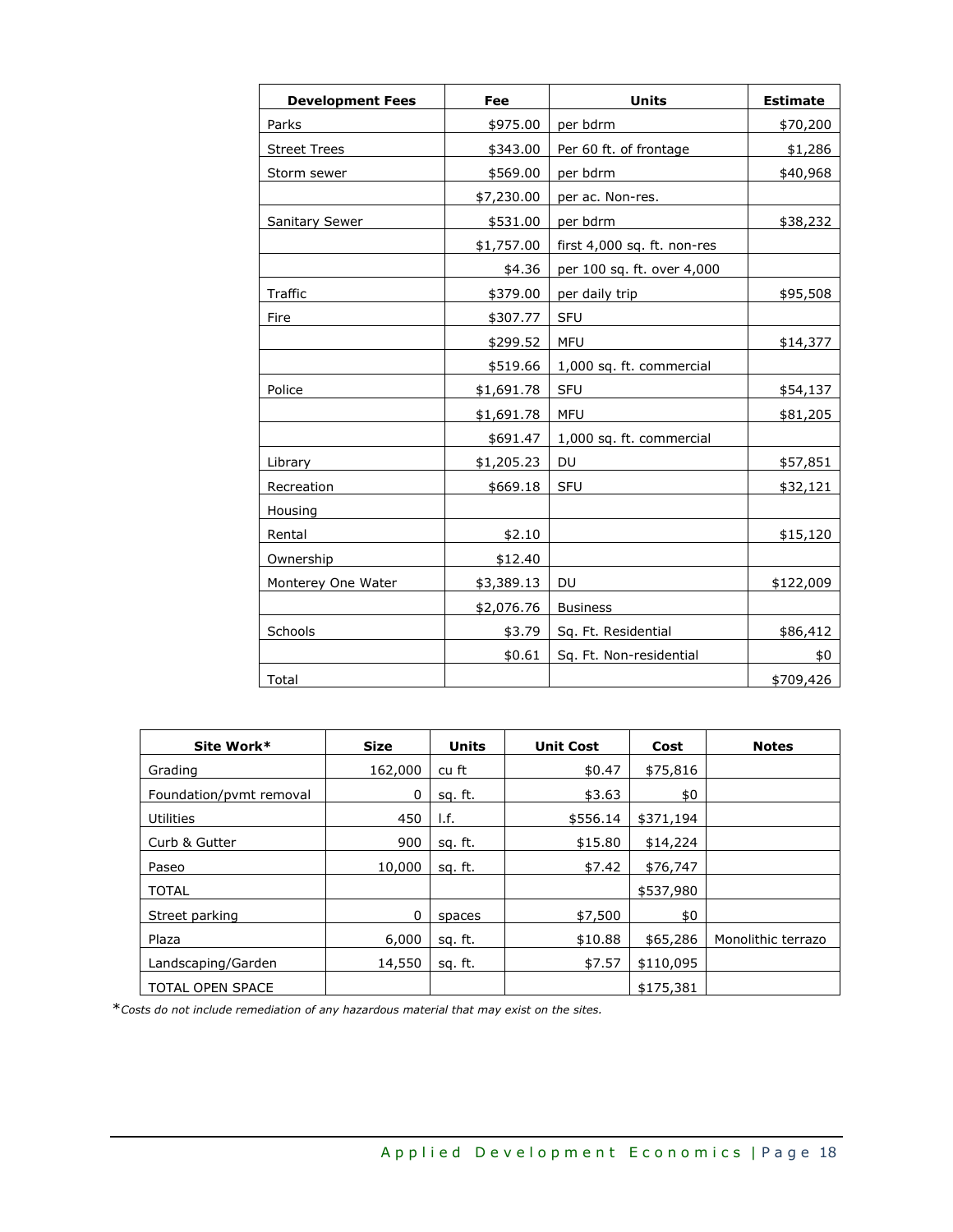| Development Fees | Fee | Units | Estimate |
|---|---|---|---|
| Parks | $975.00 | per bdrm | $70,200 |
| Street Trees | $343.00 | Per 60 ft. of frontage | $1,286 |
| Storm sewer | $569.00 | per bdrm | $40,968 |
| | $7,230.00 | per ac. Non-res. | |
| Sanitary Sewer | $531.00 | per bdrm | $38,232 |
| | $1,757.00 | first 4,000 sq. ft. non-res | |
| | $4.36 | per 100 sq. ft. over 4,000 | |
| Traffic | $379.00 | per daily trip | $95,508 |
| Fire | $307.77 | SFU | |
| | $299.52 | MFU | $14,377 |
| | $519.66 | 1,000 sq. ft. commercial | |
| Police | $1,691.78 | SFU | $54,137 |
| | $1,691.78 | MFU | $81,205 |
| | $691.47 | 1,000 sq. ft. commercial | |
| Library | $1,205.23 | DU | $57,851 |
| Recreation | $669.18 | SFU | $32,121 |
| Housing | | | |
| Rental | $2.10 | | $15,120 |
| Ownership | $12.40 | | |
| Monterey One Water | $3,389.13 | DU | $122,009 |
| | $2,076.76 | Business | |
| Schools | $3.79 | Sq. Ft. Residential | $86,412 |
| | $0.61 | Sq. Ft. Non-residential | $0 |
| Total | | | $709,426 |

| Site Work* | Size | Units | Unit Cost | Cost | Notes |
|---|---|---|---|---|---|
| Grading | 162,000 | cu ft | $0.47 | $75,816 | |
| Foundation/pvmt removal | 0 | sq. ft. | $3.63 | $0 | |
| Utilities | 450 | l.f. | $556.14 | $371,194 | |
| Curb & Gutter | 900 | sq. ft. | $15.80 | $14,224 | |
| Paseo | 10,000 | sq. ft. | $7.42 | $76,747 | |
| TOTAL | | | | $537,980 | |
| Street parking | 0 | spaces | $7,500 | $0 | |
| Plaza | 6,000 | sq. ft. | $10.88 | $65,286 | Monolithic terrazo |
| Landscaping/Garden | 14,550 | sq. ft. | $7.57 | $110,095 | |
| TOTAL OPEN SPACE | | | | $175,381 | |

**Costs do not include remediation of any hazardous material that may exist on the sites.*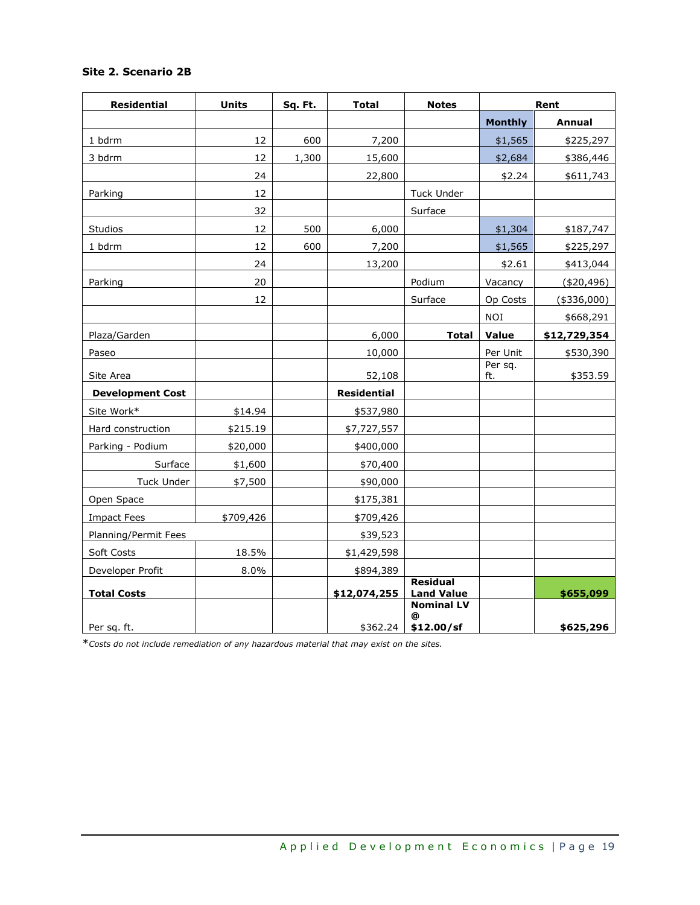**Site 2. Scenario 2B**

| Residential | Units | Sq. Ft. | Total | Notes | Rent | |
|---|---|---|---|---|---|---|
| | | | | | Monthly | Annual |
| 1 bdrm | 12 | 600 | 7,200 | | $1,565 | $225,297 |
| 3 bdrm | 12 | 1,300 | 15,600 | | $2,684 | $386,446 |
| | 24 | | 22,800 | | $2.24 | $611,743 |
| Parking | 12 | | | Tuck Under | | |
| | 32 | | | Surface | | |
| Studios | 12 | 500 | 6,000 | | $1,304 | $187,747 |
| 1 bdrm | 12 | 600 | 7,200 | | $1,565 | $225,297 |
| | 24 | | 13,200 | | $2.61 | $413,044 |
| Parking | 20 | | | Podium | Vacancy | ($20,496) |
| | 12 | | | Surface | Op Costs | ($336,000) |
| | | | | | NOI | $668,291 |
| Plaza/Garden | | | 6,000 | **Total** | **Value** | **$12,729,354** |
| Paseo | | | 10,000 | | Per Unit | $530,390 |
| Site Area | | | 52,108 | | Per sq. ft. | $353.59 |
| **Development Cost** | | | **Residential** | | | |
| Site Work* | $14.94 | | $537,980 | | | |
| Hard construction | $215.19 | | $7,727,557 | | | |
| Parking - Podium | $20,000 | | $400,000 | | | |
| Surface | $1,600 | | $70,400 | | | |
| Tuck Under | $7,500 | | $90,000 | | | |
| Open Space | | | $175,381 | | | |
| Impact Fees | $709,426 | | $709,426 | | | |
| Planning/Permit Fees | | | $39,523 | | | |
| Soft Costs | 18.5% | | $1,429,598 | | | |
| Developer Profit | 8.0% | | $894,389 | | | |
| **Total Costs** | | | **$12,074,255** | **Residual Land Value** | | **$655,099** |
| Per sq. ft. | | | $362.24 | **Nominal LV @ $12.00/sf** | | **$625,296** |

**Costs do not include remediation of any hazardous material that may exist on the sites.*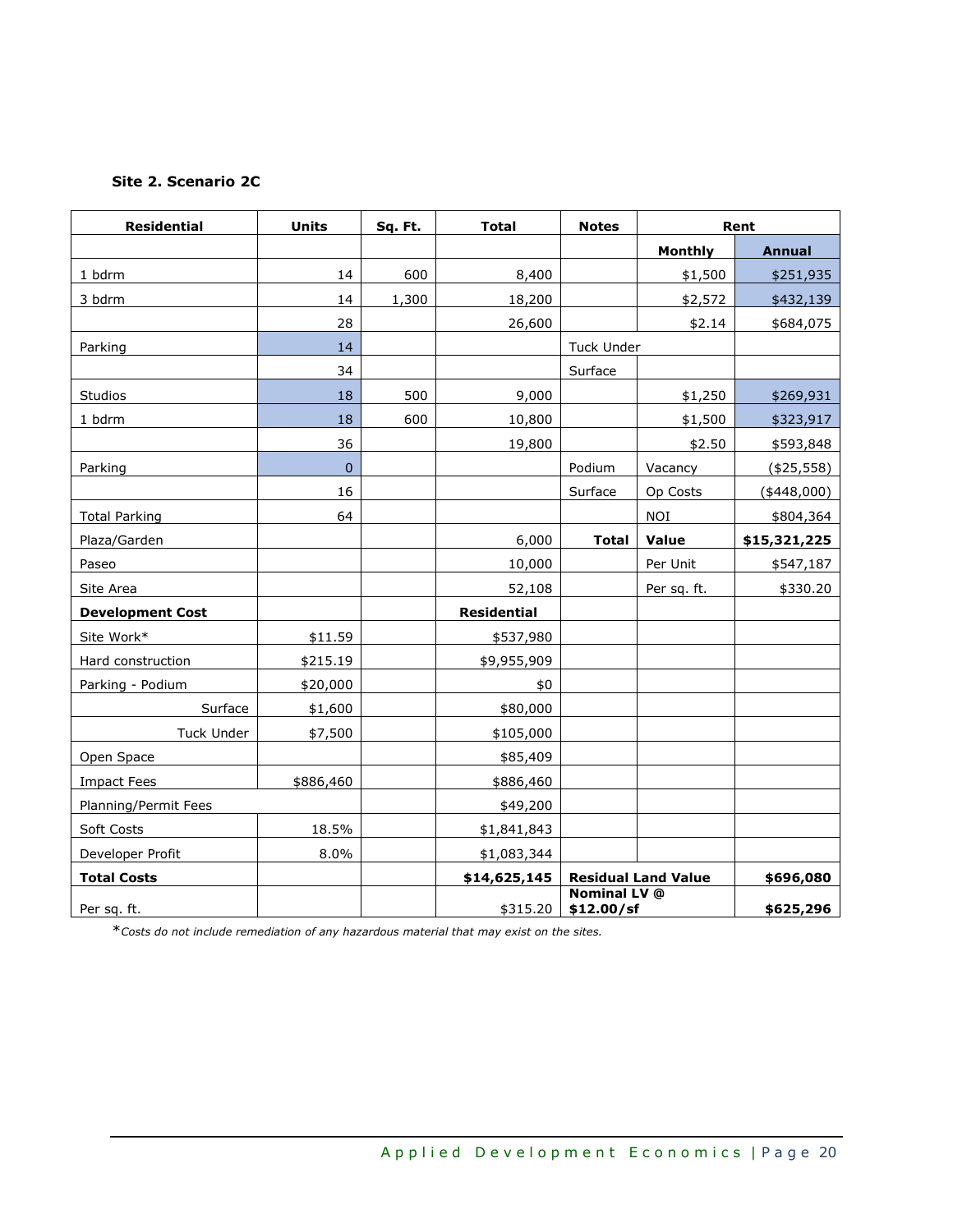**Site 2. Scenario 2C**

| Residential | Units | Sq. Ft. | Total | Notes | Rent | |
|---|---|---|---|---|---|---|
| | | | | | Monthly | Annual |
| 1 bdrm | 14 | 600 | 8,400 | | $1,500 | $251,935 |
| 3 bdrm | 14 | 1,300 | 18,200 | | $2,572 | $432,139 |
| | 28 | | 26,600 | | $2.14 | $684,075 |
| Parking | 14 | | | Tuck Under | | |
| | 34 | | | Surface | | |
| Studios | 18 | 500 | 9,000 | | $1,250 | $269,931 |
| 1 bdrm | 18 | 600 | 10,800 | | $1,500 | $323,917 |
| | 36 | | 19,800 | | $2.50 | $593,848 |
| Parking | 0 | | | Podium | Vacancy | ($25,558) |
| | 16 | | | Surface | Op Costs | ($448,000) |
| Total Parking | 64 | | | | NOI | $804,364 |
| Plaza/Garden | | | 6,000 | **Total** | **Value** | **$15,321,225** |
| Paseo | | | 10,000 | | Per Unit | $547,187 |
| Site Area | | | 52,108 | | Per sq. ft. | $330.20 |
| **Development Cost** | | | **Residential** | | | |
| Site Work* | $11.59 | | $537,980 | | | |
| Hard construction | $215.19 | | $9,955,909 | | | |
| Parking - Podium | $20,000 | | $0 | | | |
| Surface | $1,600 | | $80,000 | | | |
| Tuck Under | $7,500 | | $105,000 | | | |
| Open Space | | | $85,409 | | | |
| Impact Fees | $886,460 | | $886,460 | | | |
| Planning/Permit Fees | | | $49,200 | | | |
| Soft Costs | 18.5% | | $1,841,843 | | | |
| Developer Profit | 8.0% | | $1,083,344 | | | |
| **Total Costs** | | | **$14,625,145** | **Residual Land Value** | | **$696,080** |
| Per sq. ft. | | | $315.20 | **Nominal LV @ $12.00/sf** | | **$625,296** |

**Costs do not include remediation of any hazardous material that may exist on the sites.*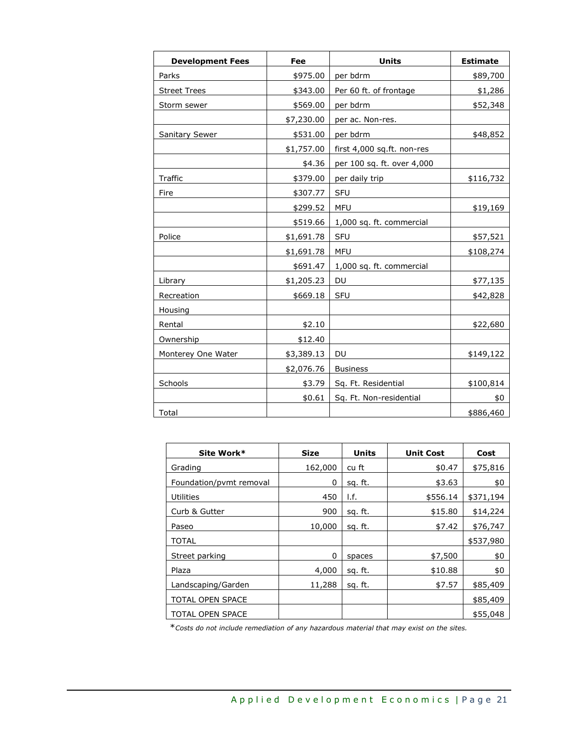| Development Fees | Fee | Units | Estimate |
|---|---|---|---|
| Parks | $975.00 | per bdrm | $89,700 |
| Street Trees | $343.00 | Per 60 ft. of frontage | $1,286 |
| Storm sewer | $569.00 | per bdrm | $52,348 |
| | $7,230.00 | per ac. Non-res. | |
| Sanitary Sewer | $531.00 | per bdrm | $48,852 |
| | $1,757.00 | first 4,000 sq.ft. non-res | |
| | $4.36 | per 100 sq. ft. over 4,000 | |
| Traffic | $379.00 | per daily trip | $116,732 |
| Fire | $307.77 | SFU | |
| | $299.52 | MFU | $19,169 |
| | $519.66 | 1,000 sq. ft. commercial | |
| Police | $1,691.78 | SFU | $57,521 |
| | $1,691.78 | MFU | $108,274 |
| | $691.47 | 1,000 sq. ft. commercial | |
| Library | $1,205.23 | DU | $77,135 |
| Recreation | $669.18 | SFU | $42,828 |
| Housing | | | |
| Rental | $2.10 | | $22,680 |
| Ownership | $12.40 | | |
| Monterey One Water | $3,389.13 | DU | $149,122 |
| | $2,076.76 | Business | |
| Schools | $3.79 | Sq. Ft. Residential | $100,814 |
| | $0.61 | Sq. Ft. Non-residential | $0 |
| Total | | | $886,460 |

| Site Work* | Size | Units | Unit Cost | Cost |
|---|---|---|---|---|
| Grading | 162,000 | cu ft | $0.47 | $75,816 |
| Foundation/pvmt removal | 0 | sq. ft. | $3.63 | $0 |
| Utilities | 450 | l.f. | $556.14 | $371,194 |
| Curb & Gutter | 900 | sq. ft. | $15.80 | $14,224 |
| Paseo | 10,000 | sq. ft. | $7.42 | $76,747 |
| TOTAL | | | | $537,980 |
| Street parking | 0 | spaces | $7,500 | $0 |
| Plaza | 4,000 | sq. ft. | $10.88 | $0 |
| Landscaping/Garden | 11,288 | sq. ft. | $7.57 | $85,409 |
| TOTAL OPEN SPACE | | | | $85,409 |
| TOTAL OPEN SPACE | | | | $55,048 |

**Costs do not include remediation of any hazardous material that may exist on the sites.*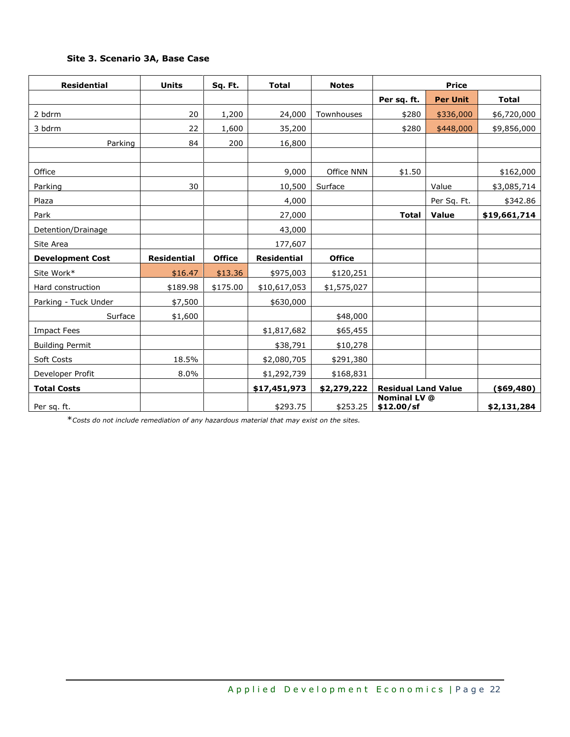**Site 3. Scenario 3A, Base Case**

| Residential | Units | Sq. Ft. | Total | Notes | Price | | |
|---|---|---|---|---|---|---|---|
| | | | | | Per sq. ft. | Per Unit | Total |
| 2 bdrm | 20 | 1,200 | 24,000 | Townhouses | $280 | $336,000 | $6,720,000 |
| 3 bdrm | 22 | 1,600 | 35,200 | | $280 | $448,000 | $9,856,000 |
| Parking | 84 | 200 | 16,800 | | | | |
| | | | | | | | |
| Office | | | 9,000 | Office NNN | $1.50 | | $162,000 |
| Parking | 30 | | 10,500 | Surface | | Value | $3,085,714 |
| Plaza | | | 4,000 | | | Per Sq. Ft. | $342.86 |
| Park | | | 27,000 | | **Total** | **Value** | **$19,661,714** |
| Detention/Drainage | | | 43,000 | | | | |
| Site Area | | | 177,607 | | | | |
| **Development Cost** | **Residential** | **Office** | **Residential** | **Office** | | | |
| Site Work* | $16.47 | $13.36 | $975,003 | $120,251 | | | |
| Hard construction | $189.98 | $175.00 | $10,617,053 | $1,575,027 | | | |
| Parking - Tuck Under | $7,500 | | $630,000 | | | | |
| Surface | $1,600 | | | $48,000 | | | |
| Impact Fees | | | $1,817,682 | $65,455 | | | |
| Building Permit | | | $38,791 | $10,278 | | | |
| Soft Costs | 18.5% | | $2,080,705 | $291,380 | | | |
| Developer Profit | 8.0% | | $1,292,739 | $168,831 | | | |
| **Total Costs** | | | **$17,451,973** | **$2,279,222** | **Residual Land Value** | | **($69,480)** |
| Per sq. ft. | | | $293.75 | $253.25 | **Nominal LV @ $12.00/sf** | | **$2,131,284** |

**Costs do not include remediation of any hazardous material that may exist on the sites.*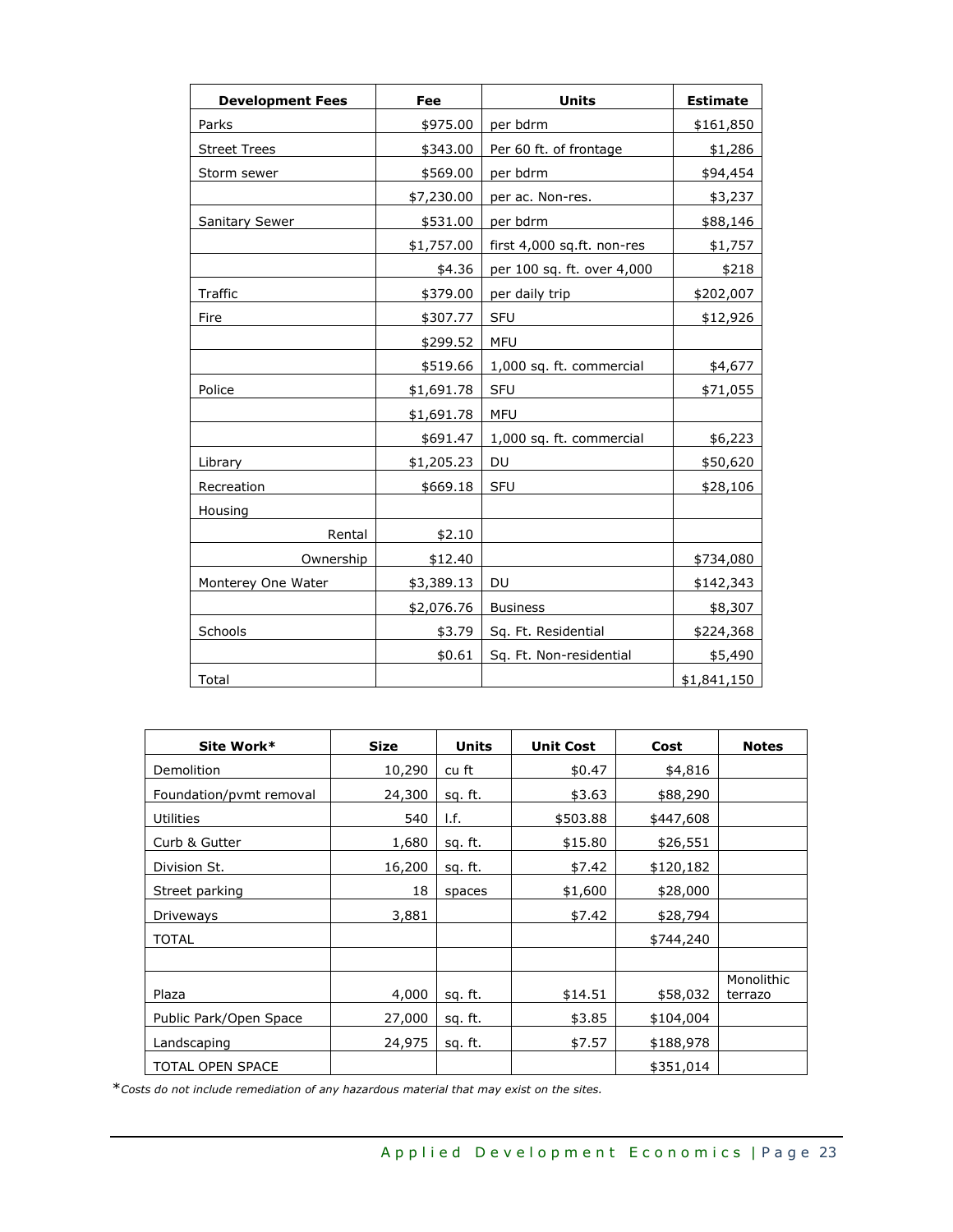| Development Fees | Fee | Units | Estimate |
|---|---|---|---|
| Parks | $975.00 | per bdrm | $161,850 |
| Street Trees | $343.00 | Per 60 ft. of frontage | $1,286 |
| Storm sewer | $569.00 | per bdrm | $94,454 |
| | $7,230.00 | per ac. Non-res. | $3,237 |
| Sanitary Sewer | $531.00 | per bdrm | $88,146 |
| | $1,757.00 | first 4,000 sq.ft. non-res | $1,757 |
| | $4.36 | per 100 sq. ft. over 4,000 | $218 |
| Traffic | $379.00 | per daily trip | $202,007 |
| Fire | $307.77 | SFU | $12,926 |
| | $299.52 | MFU | |
| | $519.66 | 1,000 sq. ft. commercial | $4,677 |
| Police | $1,691.78 | SFU | $71,055 |
| | $1,691.78 | MFU | |
| | $691.47 | 1,000 sq. ft. commercial | $6,223 |
| Library | $1,205.23 | DU | $50,620 |
| Recreation | $669.18 | SFU | $28,106 |
| Housing | | | |
| Rental | $2.10 | | |
| Ownership | $12.40 | | $734,080 |
| Monterey One Water | $3,389.13 | DU | $142,343 |
| | $2,076.76 | Business | $8,307 |
| Schools | $3.79 | Sq. Ft. Residential | $224,368 |
| | $0.61 | Sq. Ft. Non-residential | $5,490 |
| Total | | | $1,841,150 |

| Site Work* | Size | Units | Unit Cost | Cost | Notes |
|---|---|---|---|---|---|
| Demolition | 10,290 | cu ft | $0.47 | $4,816 | |
| Foundation/pvmt removal | 24,300 | sq. ft. | $3.63 | $88,290 | |
| Utilities | 540 | l.f. | $503.88 | $447,608 | |
| Curb & Gutter | 1,680 | sq. ft. | $15.80 | $26,551 | |
| Division St. | 16,200 | sq. ft. | $7.42 | $120,182 | |
| Street parking | 18 | spaces | $1,600 | $28,000 | |
| Driveways | 3,881 | | $7.42 | $28,794 | |
| TOTAL | | | | $744,240 | |
| | | | | | |
| Plaza | 4,000 | sq. ft. | $14.51 | $58,032 | Monolithic terrazo |
| Public Park/Open Space | 27,000 | sq. ft. | $3.85 | $104,004 | |
| Landscaping | 24,975 | sq. ft. | $7.57 | $188,978 | |
| TOTAL OPEN SPACE | | | | $351,014 | |

**Costs do not include remediation of any hazardous material that may exist on the sites.*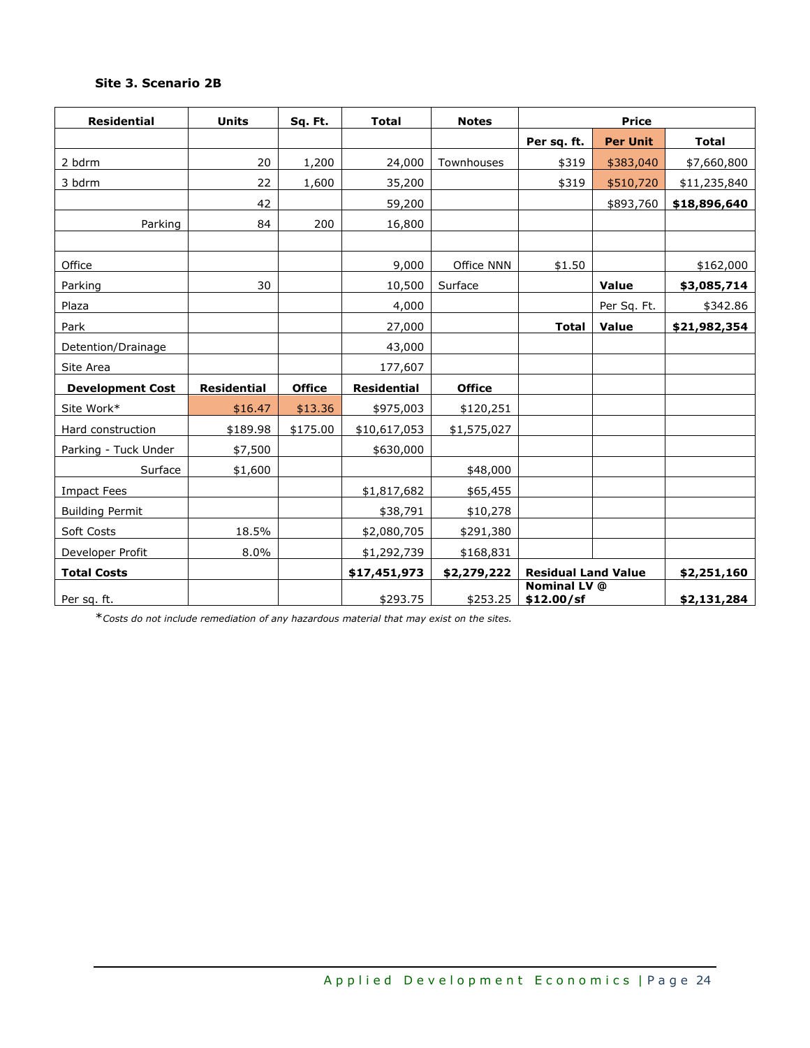### Site 3. Scenario 2B

| Residential | Units | Sq. Ft. | Total | Notes | Price | | |
|---|---|---|---|---|---|---|---|
| | | | | | Per sq. ft. | Per Unit | Total |
| 2 bdrm | 20 | 1,200 | 24,000 | Townhouses | $319 | $383,040 | $7,660,800 |
| 3 bdrm | 22 | 1,600 | 35,200 | | $319 | $510,720 | $11,235,840 |
| | 42 | | 59,200 | | | $893,760 | **$18,896,640** |
| Parking | 84 | 200 | 16,800 | | | | |
| | | | | | | | |
| Office | | | 9,000 | Office NNN | $1.50 | | $162,000 |
| Parking | 30 | | 10,500 | Surface | | **Value** | **$3,085,714** |
| Plaza | | | 4,000 | | | Per Sq. Ft. | $342.86 |
| Park | | | 27,000 | | **Total** | **Value** | **$21,982,354** |
| Detention/Drainage | | | 43,000 | | | | |
| Site Area | | | 177,607 | | | | |
| **Development Cost** | **Residential** | **Office** | **Residential** | **Office** | | | |
| Site Work* | $16.47 | $13.36 | $975,003 | $120,251 | | | |
| Hard construction | $189.98 | $175.00 | $10,617,053 | $1,575,027 | | | |
| Parking - Tuck Under | $7,500 | | $630,000 | | | | |
| Surface | $1,600 | | | $48,000 | | | |
| Impact Fees | | | $1,817,682 | $65,455 | | | |
| Building Permit | | | $38,791 | $10,278 | | | |
| Soft Costs | 18.5% | | $2,080,705 | $291,380 | | | |
| Developer Profit | 8.0% | | $1,292,739 | $168,831 | | | |
| **Total Costs** | | | **$17,451,973** | **$2,279,222** | **Residential Land Value** | | **$2,251,160** |
| Per sq. ft. | | | $293.75 | $253.25 | **Nominal LV @ $12.00/sf** | | **$2,131,284** |

**Costs do not include remediation of any hazardous material that may exist on the sites.*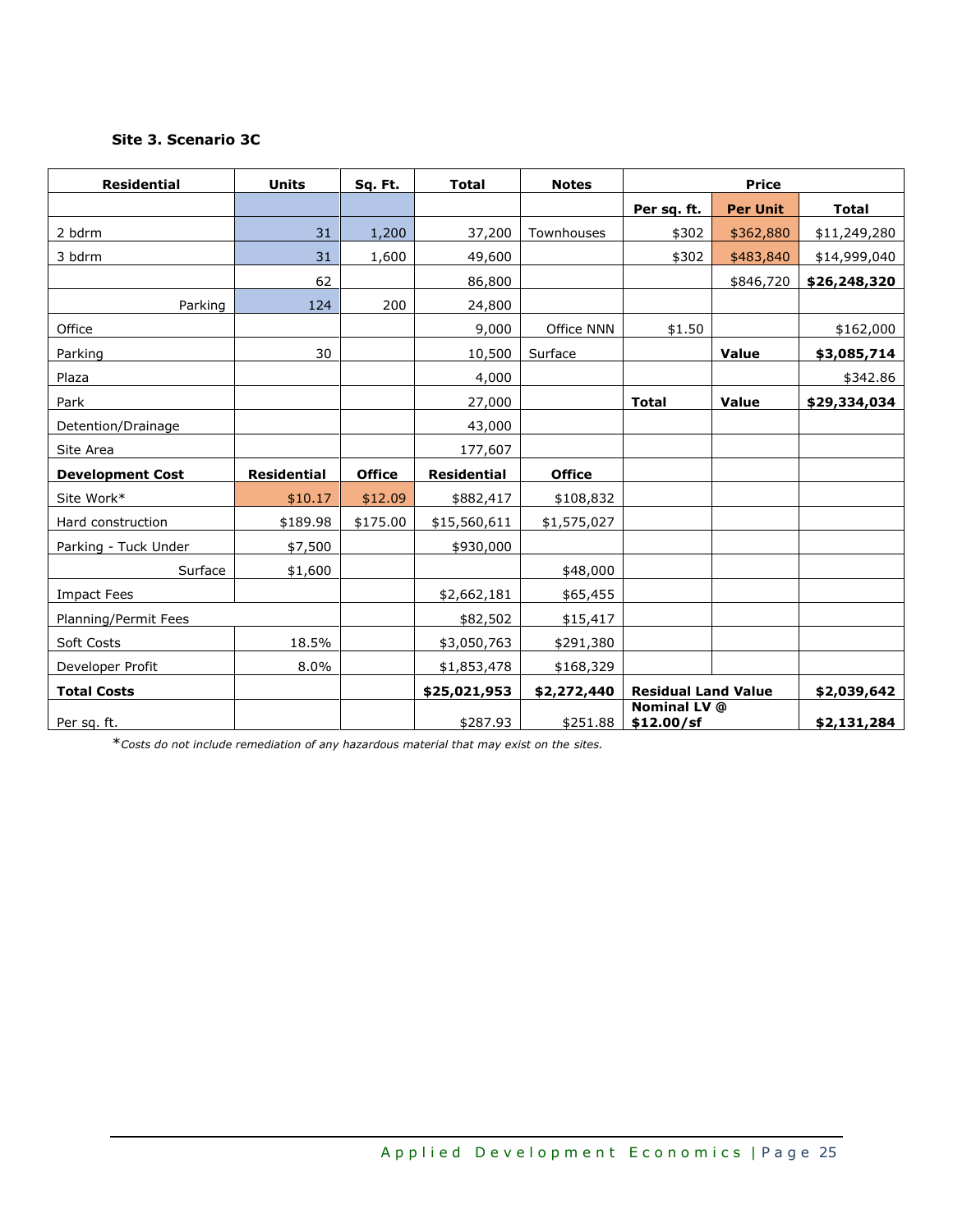**Site 3. Scenario 3C**

| Residential | Units | Sq. Ft. | Total | Notes | Price | | |
|---|---|---|---|---|---|---|---|
| | | | | | Per sq. ft. | Per Unit | Total |
| 2 bdrm | 31 | 1,200 | 37,200 | Townhouses | $302 | $362,880 | $11,249,280 |
| 3 bdrm | 31 | 1,600 | 49,600 | | $302 | $483,840 | $14,999,040 |
| | 62 | | 86,800 | | | $846,720 | **$26,248,320** |
| Parking | 124 | 200 | 24,800 | | | | |
| Office | | | 9,000 | Office NNN | $1.50 | | $162,000 |
| Parking | 30 | | 10,500 | Surface | | **Value** | **$3,085,714** |
| Plaza | | | 4,000 | | | | $342.86 |
| Park | | | 27,000 | | **Total** | **Value** | **$29,334,034** |
| Detention/Drainage | | | 43,000 | | | | |
| Site Area | | | 177,607 | | | | |
| **Development Cost** | **Residential** | **Office** | **Residential** | **Office** | | | |
| Site Work* | $10.17 | $12.09 | $882,417 | $108,832 | | | |
| Hard construction | $189.98 | $175.00 | $15,560,611 | $1,575,027 | | | |
| Parking - Tuck Under | $7,500 | | $930,000 | | | | |
| Surface | $1,600 | | | $48,000 | | | |
| Impact Fees | | | $2,662,181 | $65,455 | | | |
| Planning/Permit Fees | | | $82,502 | $15,417 | | | |
| Soft Costs | 18.5% | | $3,050,763 | $291,380 | | | |
| Developer Profit | 8.0% | | $1,853,478 | $168,329 | | | |
| **Total Costs** | | | **$25,021,953** | **$2,272,440** | **Residual Land Value** | | **$2,039,642** |
| Per sq. ft. | | | $287.93 | $251.88 | **Nominal LV @ $12.00/sf** | | **$2,131,284** |

**Costs do not include remediation of any hazardous material that may exist on the sites.*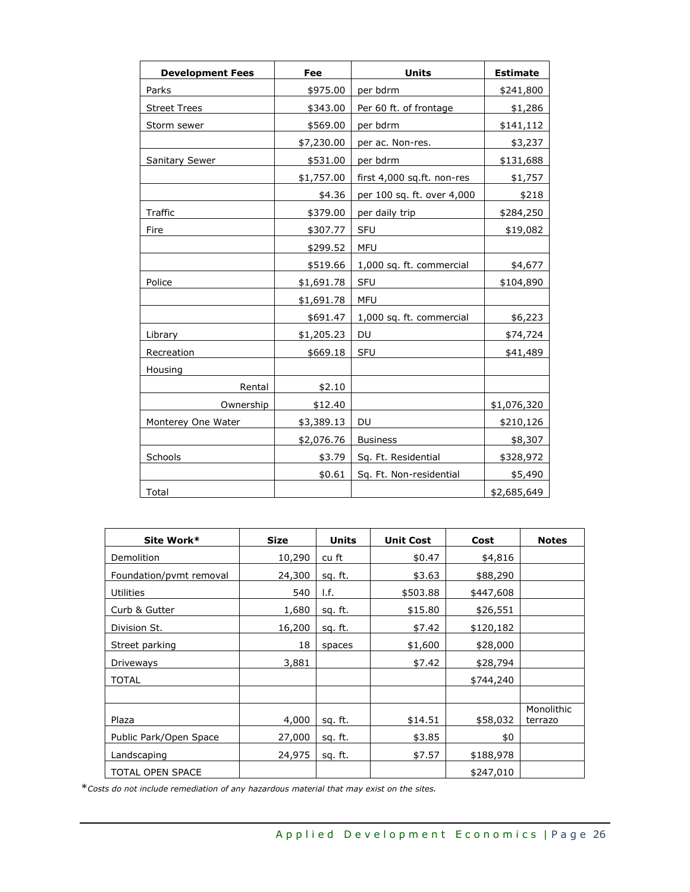| Development Fees | Fee | Units | Estimate |
|---|---|---|---|
| Parks | $975.00 | per bdrm | $241,800 |
| Street Trees | $343.00 | Per 60 ft. of frontage | $1,286 |
| Storm sewer | $569.00 | per bdrm | $141,112 |
| | $7,230.00 | per ac. Non-res. | $3,237 |
| Sanitary Sewer | $531.00 | per bdrm | $131,688 |
| | $1,757.00 | first 4,000 sq.ft. non-res | $1,757 |
| | $4.36 | per 100 sq. ft. over 4,000 | $218 |
| Traffic | $379.00 | per daily trip | $284,250 |
| Fire | $307.77 | SFU | $19,082 |
| | $299.52 | MFU | |
| | $519.66 | 1,000 sq. ft. commercial | $4,677 |
| Police | $1,691.78 | SFU | $104,890 |
| | $1,691.78 | MFU | |
| | $691.47 | 1,000 sq. ft. commercial | $6,223 |
| Library | $1,205.23 | DU | $74,724 |
| Recreation | $669.18 | SFU | $41,489 |
| Housing | | | |
| Rental | $2.10 | | |
| Ownership | $12.40 | | $1,076,320 |
| Monterey One Water | $3,389.13 | DU | $210,126 |
| | $2,076.76 | Business | $8,307 |
| Schools | $3.79 | Sq. Ft. Residential | $328,972 |
| | $0.61 | Sq. Ft. Non-residential | $5,490 |
| Total | | | $2,685,649 |

| Site Work* | Size | Units | Unit Cost | Cost | Notes |
|---|---|---|---|---|---|
| Demolition | 10,290 | cu ft | $0.47 | $4,816 | |
| Foundation/pvmt removal | 24,300 | sq. ft. | $3.63 | $88,290 | |
| Utilities | 540 | l.f. | $503.88 | $447,608 | |
| Curb & Gutter | 1,680 | sq. ft. | $15.80 | $26,551 | |
| Division St. | 16,200 | sq. ft. | $7.42 | $120,182 | |
| Street parking | 18 | spaces | $1,600 | $28,000 | |
| Driveways | 3,881 | | $7.42 | $28,794 | |
| TOTAL | | | | $744,240 | |
| | | | | | |
| Plaza | 4,000 | sq. ft. | $14.51 | $58,032 | Monolithic terrazo |
| Public Park/Open Space | 27,000 | sq. ft. | $3.85 | $0 | |
| Landscaping | 24,975 | sq. ft. | $7.57 | $188,978 | |
| TOTAL OPEN SPACE | | | | $247,010 | |

**Costs do not include remediation of any hazardous material that may exist on the sites.*